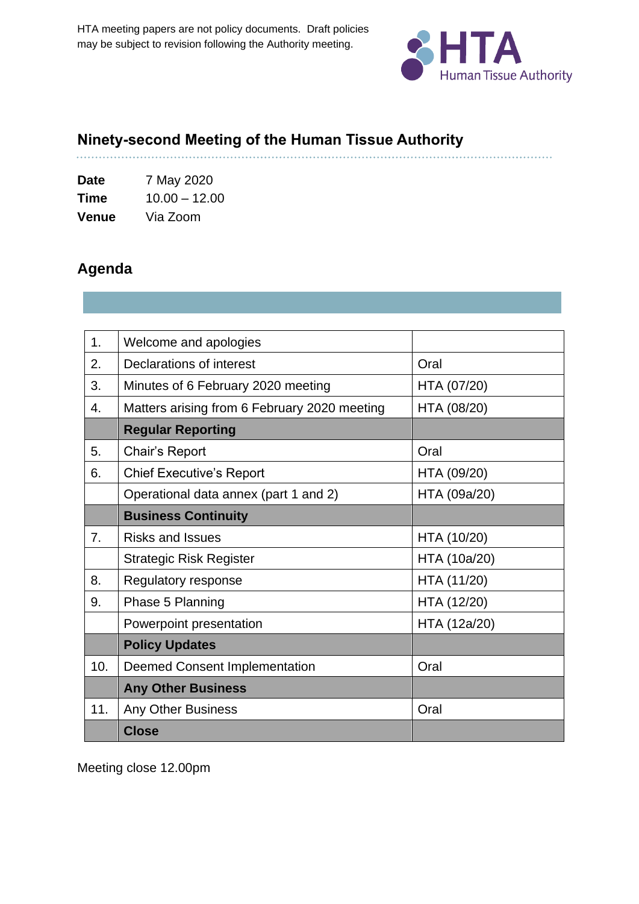HTA meeting papers are not policy documents. Draft policies may be subject to revision following the Authority meeting.

HTA Human Tissue Authority

## Ninety-second Meeting of the Human Tissue Authority

**Date** 7 May 2020
**Time** 10.00 – 12.00
**Venue** Via Zoom

## Agenda

| | | |
|---|---|---|
| 1. | Welcome and apologies | |
| 2. | Declarations of interest | Oral |
| 3. | Minutes of 6 February 2020 meeting | HTA (07/20) |
| 4. | Matters arising from 6 February 2020 meeting | HTA (08/20) |
| | **Regular Reporting** | |
| 5. | Chair's Report | Oral |
| 6. | Chief Executive's Report | HTA (09/20) |
| | Operational data annex (part 1 and 2) | HTA (09a/20) |
| | **Business Continuity** | |
| 7. | Risks and Issues | HTA (10/20) |
| | Strategic Risk Register | HTA (10a/20) |
| 8. | Regulatory response | HTA (11/20) |
| 9. | Phase 5 Planning | HTA (12/20) |
| | Powerpoint presentation | HTA (12a/20) |
| | **Policy Updates** | |
| 10. | Deemed Consent Implementation | Oral |
| | **Any Other Business** | |
| 11. | Any Other Business | Oral |
| | **Close** | |

Meeting close 12.00pm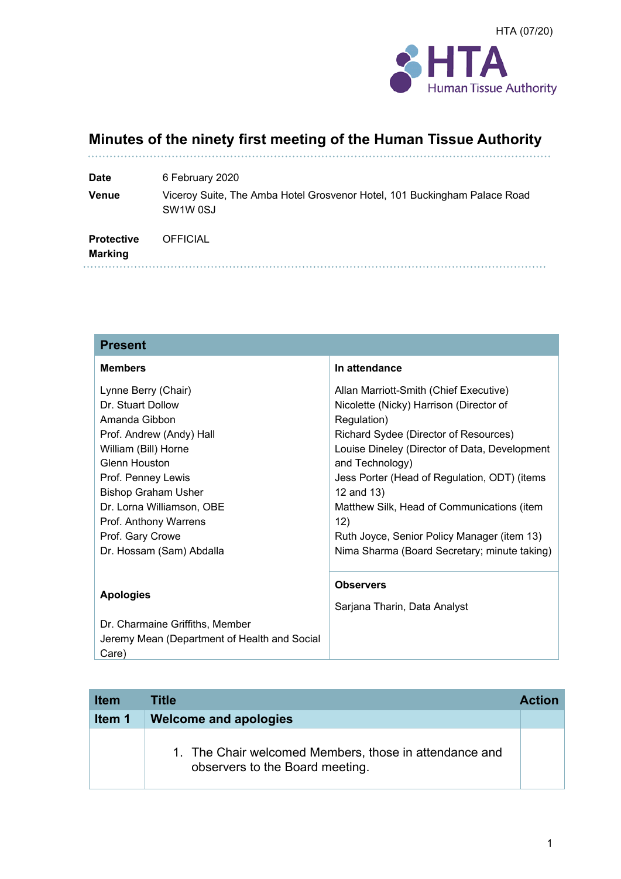HTA (07/20)

# Minutes of the ninety first meeting of the Human Tissue Authority

| | |
|---|---|
| **Date** | 6 February 2020 |
| **Venue** | Viceroy Suite, The Amba Hotel Grosvenor Hotel, 101 Buckingham Palace Road SW1W 0SJ |
| **Protective Marking** | OFFICIAL |

| **Present** | |
|---|---|
| **Members** | **In attendance** |
| Lynne Berry (Chair)<br>Dr. Stuart Dollow<br>Amanda Gibbon<br>Prof. Andrew (Andy) Hall<br>William (Bill) Horne<br>Glenn Houston<br>Prof. Penney Lewis<br>Bishop Graham Usher<br>Dr. Lorna Williamson, OBE<br>Prof. Anthony Warrens<br>Prof. Gary Crowe<br>Dr. Hossam (Sam) Abdalla | Allan Marriott-Smith (Chief Executive)<br>Nicolette (Nicky) Harrison (Director of Regulation)<br>Richard Sydee (Director of Resources)<br>Louise Dineley (Director of Data, Development and Technology)<br>Jess Porter (Head of Regulation, ODT) (items 12 and 13)<br>Matthew Silk, Head of Communications (item 12)<br>Ruth Joyce, Senior Policy Manager (item 13)<br>Nima Sharma (Board Secretary; minute taking) |
| **Apologies**<br><br>Dr. Charmaine Griffiths, Member<br>Jeremy Mean (Department of Health and Social Care) | **Observers**<br><br>Sarjana Tharin, Data Analyst |

| Item | Title | Action |
|---|---|---|
| **Item 1** | **Welcome and apologies** | |
| | 1. The Chair welcomed Members, those in attendance and observers to the Board meeting. | |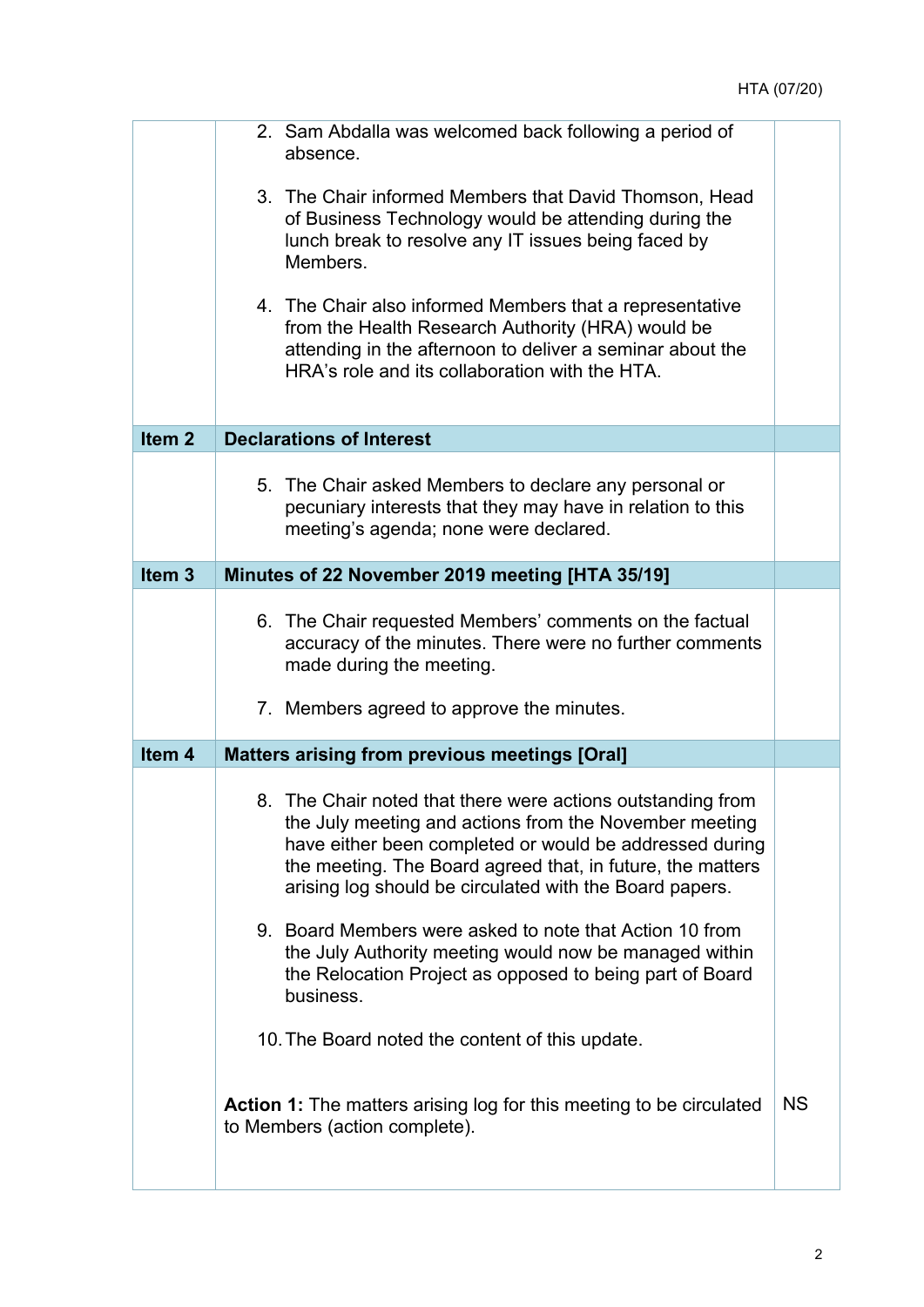| | | |
|---|---|---|
| | 2. Sam Abdalla was welcomed back following a period of absence.<br><br>3. The Chair informed Members that David Thomson, Head of Business Technology would be attending during the lunch break to resolve any IT issues being faced by Members.<br><br>4. The Chair also informed Members that a representative from the Health Research Authority (HRA) would be attending in the afternoon to deliver a seminar about the HRA's role and its collaboration with the HTA. | |
| **Item 2** | **Declarations of Interest** | |
| | 5. The Chair asked Members to declare any personal or pecuniary interests that they may have in relation to this meeting's agenda; none were declared. | |
| **Item 3** | **Minutes of 22 November 2019 meeting [HTA 35/19]** | |
| | 6. The Chair requested Members' comments on the factual accuracy of the minutes. There were no further comments made during the meeting.<br><br>7. Members agreed to approve the minutes. | |
| **Item 4** | **Matters arising from previous meetings [Oral]** | |
| | 8. The Chair noted that there were actions outstanding from the July meeting and actions from the November meeting have either been completed or would be addressed during the meeting. The Board agreed that, in future, the matters arising log should be circulated with the Board papers.<br><br>9. Board Members were asked to note that Action 10 from the July Authority meeting would now be managed within the Relocation Project as opposed to being part of Board business.<br><br>10. The Board noted the content of this update. | |
| | **Action 1:** The matters arising log for this meeting to be circulated to Members (action complete). | NS |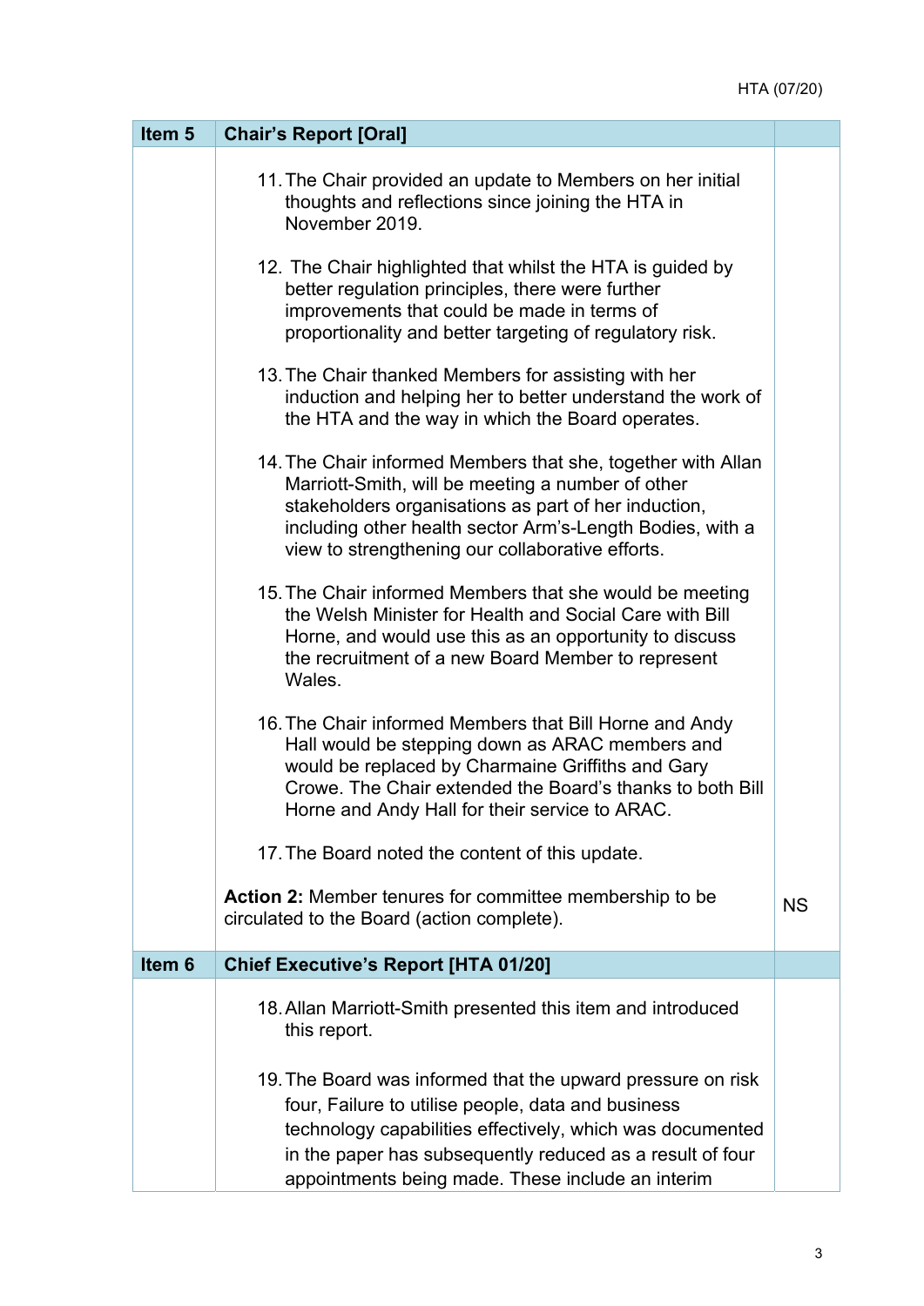| Item 5 | Chair's Report [Oral] | |
|---|---|---|
| | 11. The Chair provided an update to Members on her initial thoughts and reflections since joining the HTA in November 2019.<br><br>12. The Chair highlighted that whilst the HTA is guided by better regulation principles, there were further improvements that could be made in terms of proportionality and better targeting of regulatory risk.<br><br>13. The Chair thanked Members for assisting with her induction and helping her to better understand the work of the HTA and the way in which the Board operates.<br><br>14. The Chair informed Members that she, together with Allan Marriott-Smith, will be meeting a number of other stakeholders organisations as part of her induction, including other health sector Arm's-Length Bodies, with a view to strengthening our collaborative efforts.<br><br>15. The Chair informed Members that she would be meeting the Welsh Minister for Health and Social Care with Bill Horne, and would use this as an opportunity to discuss the recruitment of a new Board Member to represent Wales.<br><br>16. The Chair informed Members that Bill Horne and Andy Hall would be stepping down as ARAC members and would be replaced by Charmaine Griffiths and Gary Crowe. The Chair extended the Board's thanks to both Bill Horne and Andy Hall for their service to ARAC.<br><br>17. The Board noted the content of this update. | |
| | **Action 2:** Member tenures for committee membership to be circulated to the Board (action complete). | NS |
| **Item 6** | **Chief Executive's Report [HTA 01/20]** | |
| | 18. Allan Marriott-Smith presented this item and introduced this report.<br><br>19. The Board was informed that the upward pressure on risk four, Failure to utilise people, data and business technology capabilities effectively, which was documented in the paper has subsequently reduced as a result of four appointments being made. These include an interim | |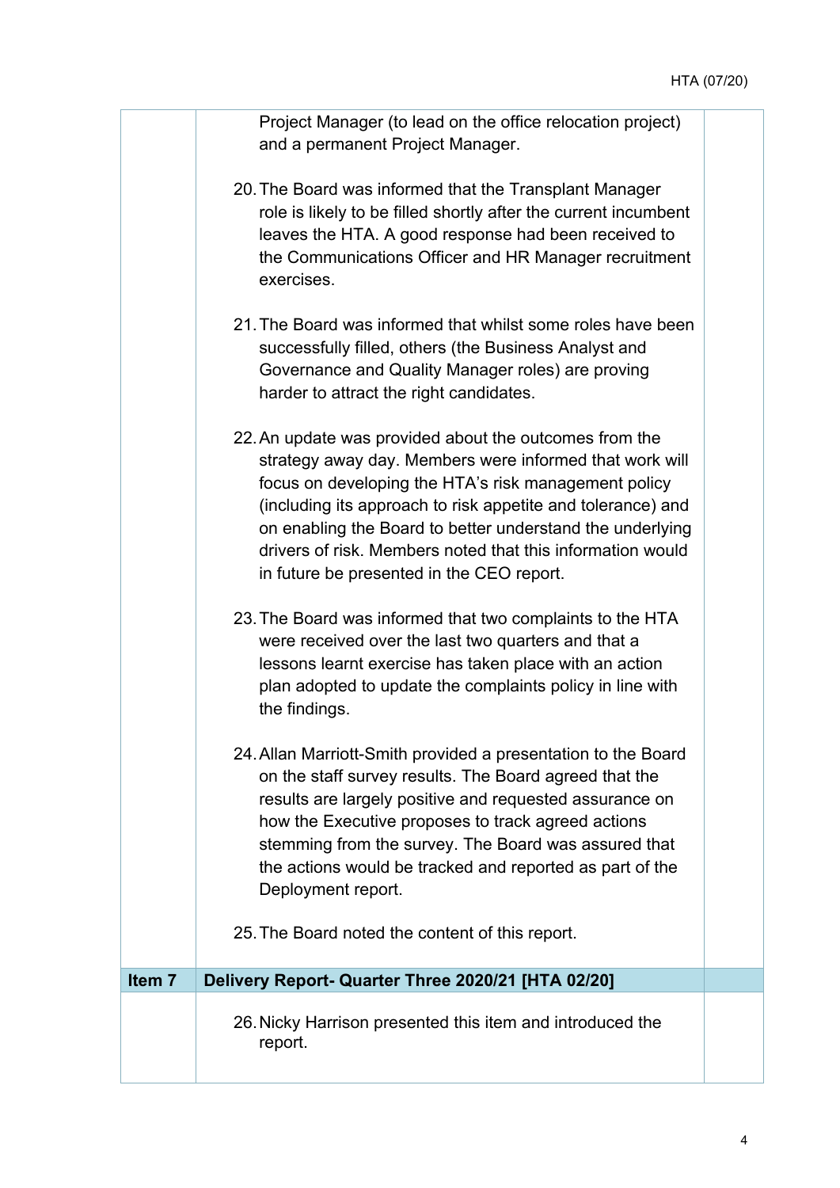| | | |
|---|---|---|
| | Project Manager (to lead on the office relocation project) and a permanent Project Manager.<br><br>20. The Board was informed that the Transplant Manager role is likely to be filled shortly after the current incumbent leaves the HTA. A good response had been received to the Communications Officer and HR Manager recruitment exercises.<br><br>21. The Board was informed that whilst some roles have been successfully filled, others (the Business Analyst and Governance and Quality Manager roles) are proving harder to attract the right candidates.<br><br>22. An update was provided about the outcomes from the strategy away day. Members were informed that work will focus on developing the HTA's risk management policy (including its approach to risk appetite and tolerance) and on enabling the Board to better understand the underlying drivers of risk. Members noted that this information would in future be presented in the CEO report.<br><br>23. The Board was informed that two complaints to the HTA were received over the last two quarters and that a lessons learnt exercise has taken place with an action plan adopted to update the complaints policy in line with the findings.<br><br>24. Allan Marriott-Smith provided a presentation to the Board on the staff survey results. The Board agreed that the results are largely positive and requested assurance on how the Executive proposes to track agreed actions stemming from the survey. The Board was assured that the actions would be tracked and reported as part of the Deployment report.<br><br>25. The Board noted the content of this report. | |
| **Item 7** | **Delivery Report- Quarter Three 2020/21 [HTA 02/20]** | |
| | 26. Nicky Harrison presented this item and introduced the report. | |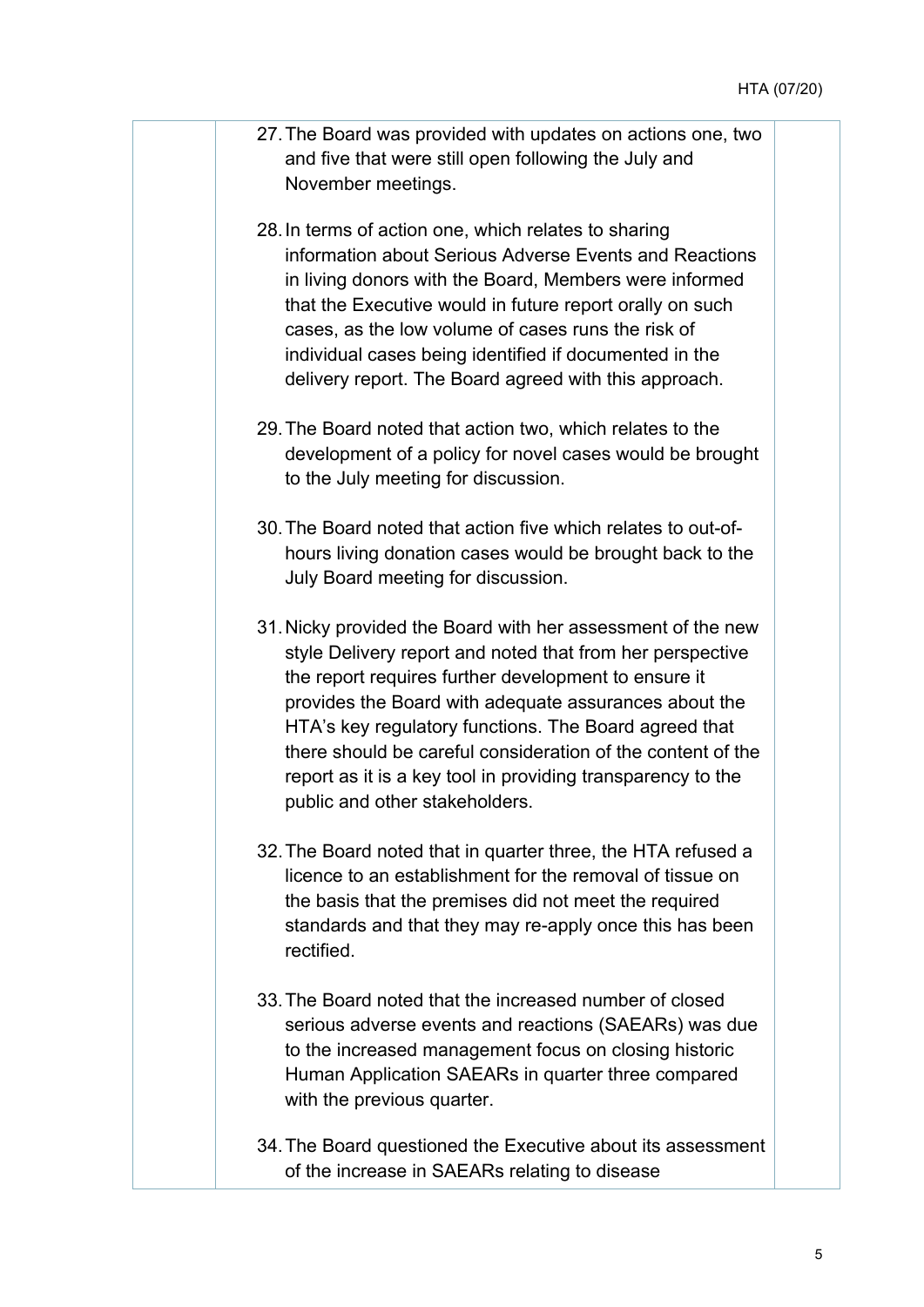27. The Board was provided with updates on actions one, two and five that were still open following the July and November meetings.

28. In terms of action one, which relates to sharing information about Serious Adverse Events and Reactions in living donors with the Board, Members were informed that the Executive would in future report orally on such cases, as the low volume of cases runs the risk of individual cases being identified if documented in the delivery report. The Board agreed with this approach.

29. The Board noted that action two, which relates to the development of a policy for novel cases would be brought to the July meeting for discussion.

30. The Board noted that action five which relates to out-of-hours living donation cases would be brought back to the July Board meeting for discussion.

31. Nicky provided the Board with her assessment of the new style Delivery report and noted that from her perspective the report requires further development to ensure it provides the Board with adequate assurances about the HTA's key regulatory functions. The Board agreed that there should be careful consideration of the content of the report as it is a key tool in providing transparency to the public and other stakeholders.

32. The Board noted that in quarter three, the HTA refused a licence to an establishment for the removal of tissue on the basis that the premises did not meet the required standards and that they may re-apply once this has been rectified.

33. The Board noted that the increased number of closed serious adverse events and reactions (SAEARs) was due to the increased management focus on closing historic Human Application SAEARs in quarter three compared with the previous quarter.

34. The Board questioned the Executive about its assessment of the increase in SAEARs relating to disease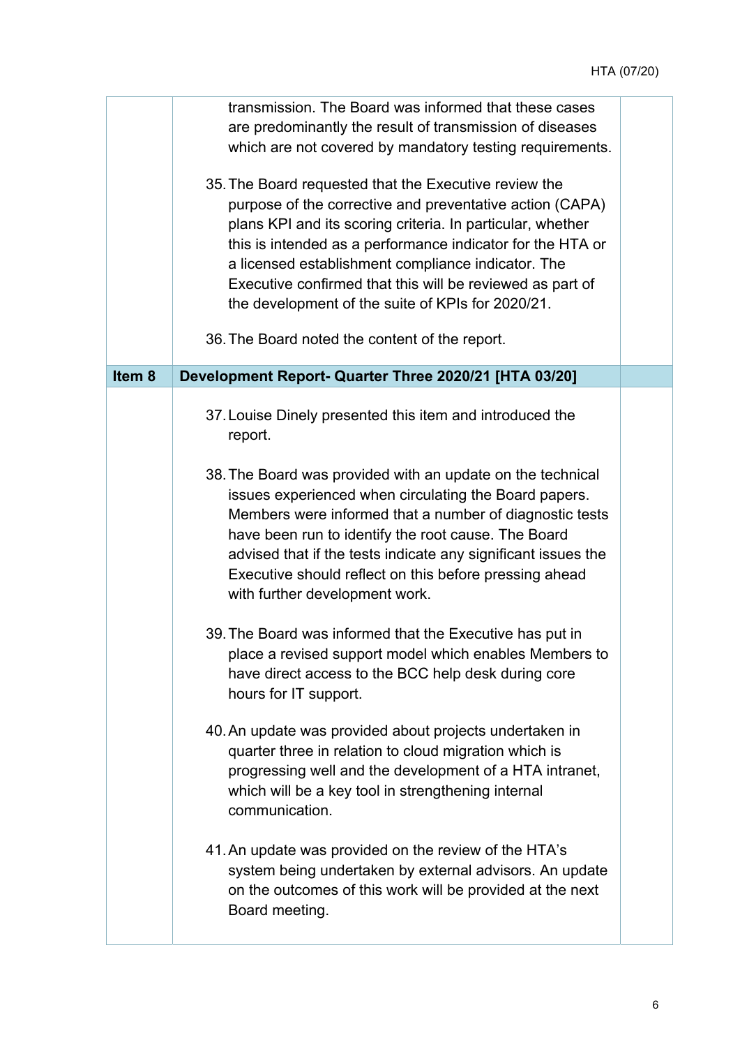| | | |
|---|---|---|
| | transmission. The Board was informed that these cases are predominantly the result of transmission of diseases which are not covered by mandatory testing requirements.<br><br>35. The Board requested that the Executive review the purpose of the corrective and preventative action (CAPA) plans KPI and its scoring criteria. In particular, whether this is intended as a performance indicator for the HTA or a licensed establishment compliance indicator. The Executive confirmed that this will be reviewed as part of the development of the suite of KPIs for 2020/21.<br><br>36. The Board noted the content of the report. | |
| **Item 8** | **Development Report- Quarter Three 2020/21 [HTA 03/20]** | |
| | 37. Louise Dinely presented this item and introduced the report.<br><br>38. The Board was provided with an update on the technical issues experienced when circulating the Board papers. Members were informed that a number of diagnostic tests have been run to identify the root cause. The Board advised that if the tests indicate any significant issues the Executive should reflect on this before pressing ahead with further development work.<br><br>39. The Board was informed that the Executive has put in place a revised support model which enables Members to have direct access to the BCC help desk during core hours for IT support.<br><br>40. An update was provided about projects undertaken in quarter three in relation to cloud migration which is progressing well and the development of a HTA intranet, which will be a key tool in strengthening internal communication.<br><br>41. An update was provided on the review of the HTA's system being undertaken by external advisors. An update on the outcomes of this work will be provided at the next Board meeting. | |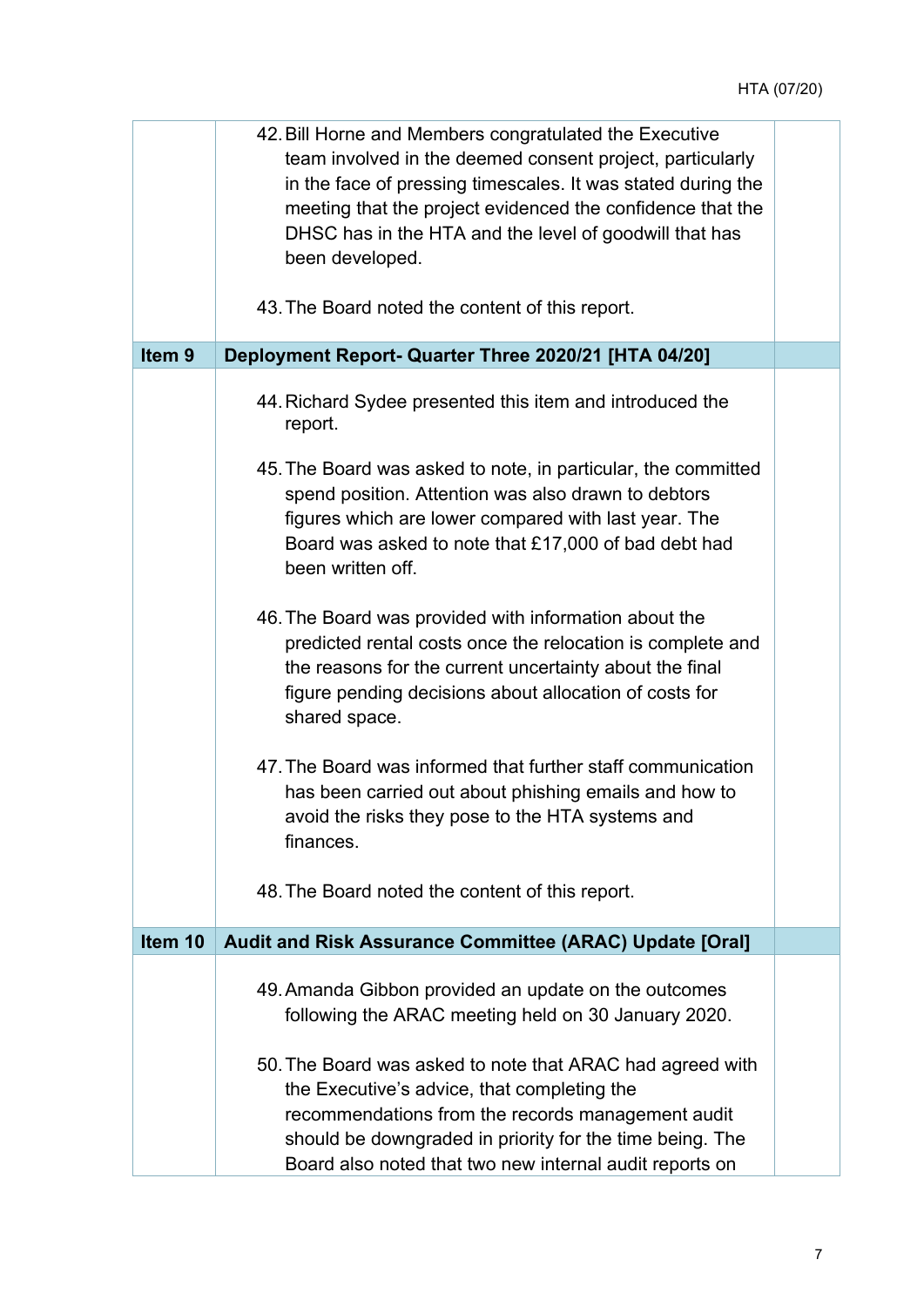| | | |
|---|---|---|
| | 42. Bill Horne and Members congratulated the Executive team involved in the deemed consent project, particularly in the face of pressing timescales. It was stated during the meeting that the project evidenced the confidence that the DHSC has in the HTA and the level of goodwill that has been developed.<br><br>43. The Board noted the content of this report. | |
| **Item 9** | **Deployment Report- Quarter Three 2020/21 [HTA 04/20]** | |
| | 44. Richard Sydee presented this item and introduced the report.<br><br>45. The Board was asked to note, in particular, the committed spend position. Attention was also drawn to debtors figures which are lower compared with last year. The Board was asked to note that £17,000 of bad debt had been written off.<br><br>46. The Board was provided with information about the predicted rental costs once the relocation is complete and the reasons for the current uncertainty about the final figure pending decisions about allocation of costs for shared space.<br><br>47. The Board was informed that further staff communication has been carried out about phishing emails and how to avoid the risks they pose to the HTA systems and finances.<br><br>48. The Board noted the content of this report. | |
| **Item 10** | **Audit and Risk Assurance Committee (ARAC) Update [Oral]** | |
| | 49. Amanda Gibbon provided an update on the outcomes following the ARAC meeting held on 30 January 2020.<br><br>50. The Board was asked to note that ARAC had agreed with the Executive's advice, that completing the recommendations from the records management audit should be downgraded in priority for the time being. The Board also noted that two new internal audit reports on | |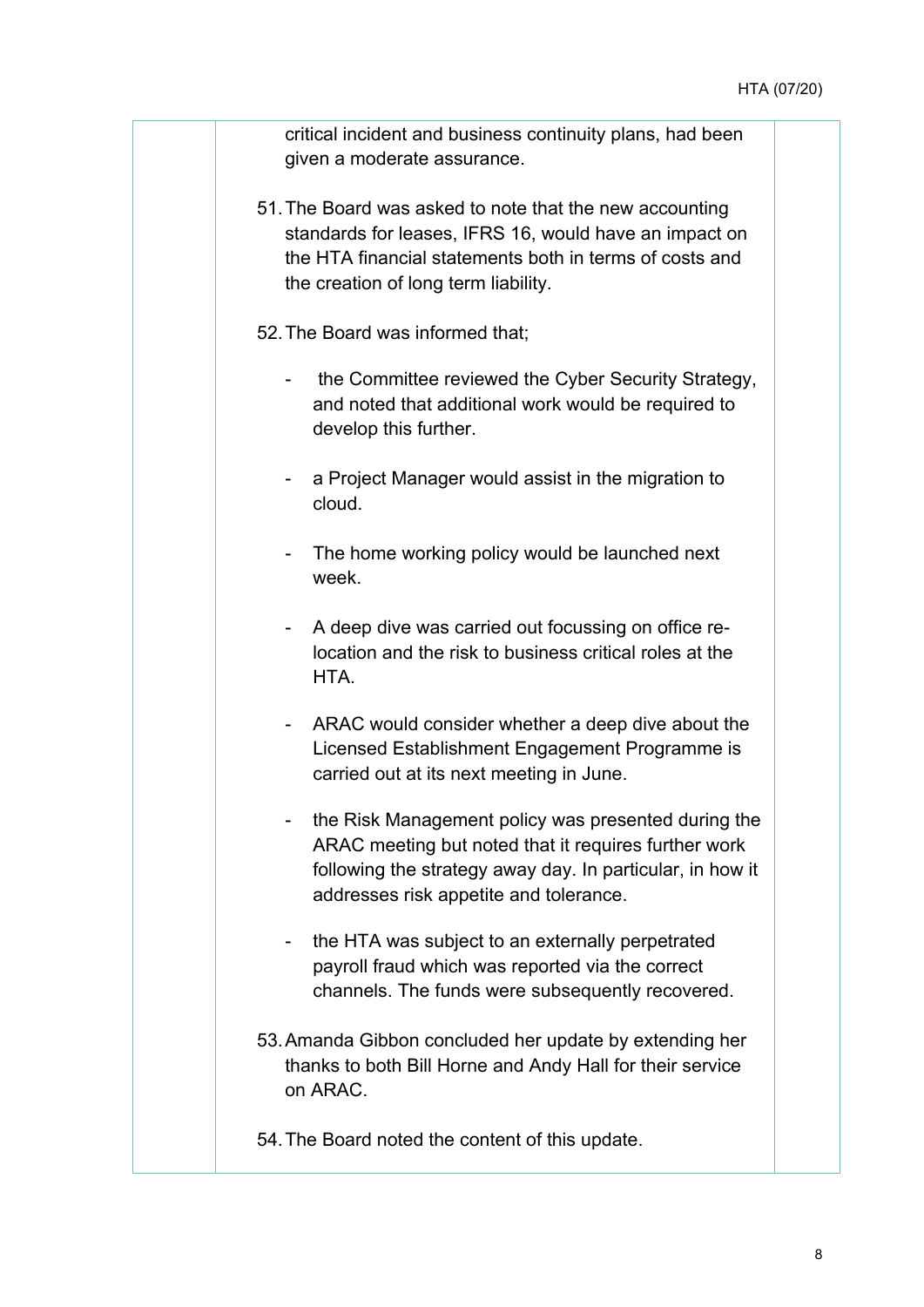critical incident and business continuity plans, had been given a moderate assurance.

51. The Board was asked to note that the new accounting standards for leases, IFRS 16, would have an impact on the HTA financial statements both in terms of costs and the creation of long term liability.

52. The Board was informed that;

   - the Committee reviewed the Cyber Security Strategy, and noted that additional work would be required to develop this further.

   - a Project Manager would assist in the migration to cloud.

   - The home working policy would be launched next week.

   - A deep dive was carried out focussing on office re-location and the risk to business critical roles at the HTA.

   - ARAC would consider whether a deep dive about the Licensed Establishment Engagement Programme is carried out at its next meeting in June.

   - the Risk Management policy was presented during the ARAC meeting but noted that it requires further work following the strategy away day. In particular, in how it addresses risk appetite and tolerance.

   - the HTA was subject to an externally perpetrated payroll fraud which was reported via the correct channels. The funds were subsequently recovered.

53. Amanda Gibbon concluded her update by extending her thanks to both Bill Horne and Andy Hall for their service on ARAC.

54. The Board noted the content of this update.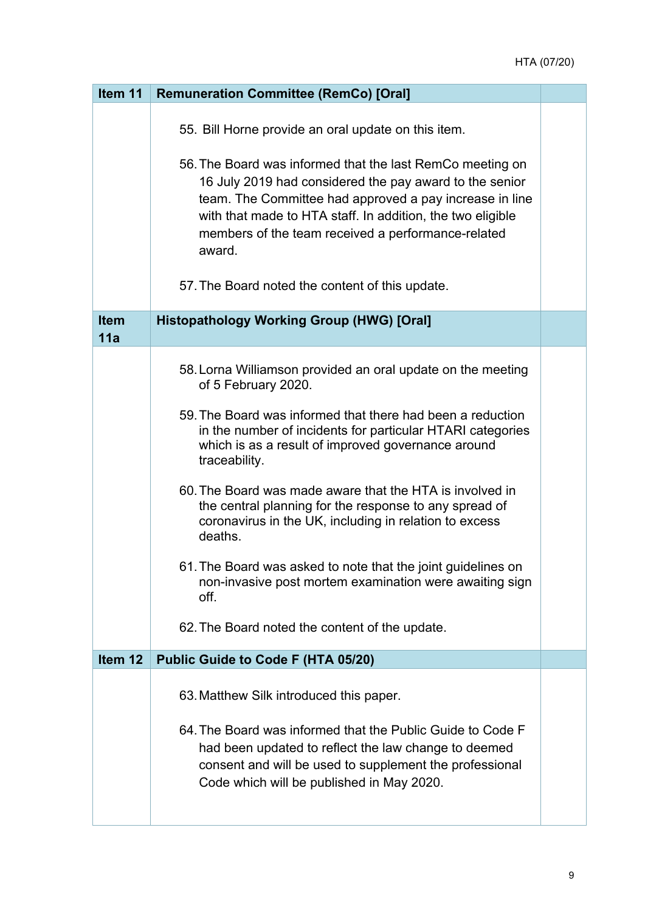| Item 11 | Remuneration Committee (RemCo) [Oral] | |
|---|---|---|
| | 55. Bill Horne provide an oral update on this item.<br><br>56. The Board was informed that the last RemCo meeting on 16 July 2019 had considered the pay award to the senior team. The Committee had approved a pay increase in line with that made to HTA staff. In addition, the two eligible members of the team received a performance-related award.<br><br>57. The Board noted the content of this update. | |
| **Item 11a** | **Histopathology Working Group (HWG) [Oral]** | |
| | 58. Lorna Williamson provided an oral update on the meeting of 5 February 2020.<br><br>59. The Board was informed that there had been a reduction in the number of incidents for particular HTARI categories which is as a result of improved governance around traceability.<br><br>60. The Board was made aware that the HTA is involved in the central planning for the response to any spread of coronavirus in the UK, including in relation to excess deaths.<br><br>61. The Board was asked to note that the joint guidelines on non-invasive post mortem examination were awaiting sign off.<br><br>62. The Board noted the content of the update. | |
| **Item 12** | **Public Guide to Code F (HTA 05/20)** | |
| | 63. Matthew Silk introduced this paper.<br><br>64. The Board was informed that the Public Guide to Code F had been updated to reflect the law change to deemed consent and will be used to supplement the professional Code which will be published in May 2020. | |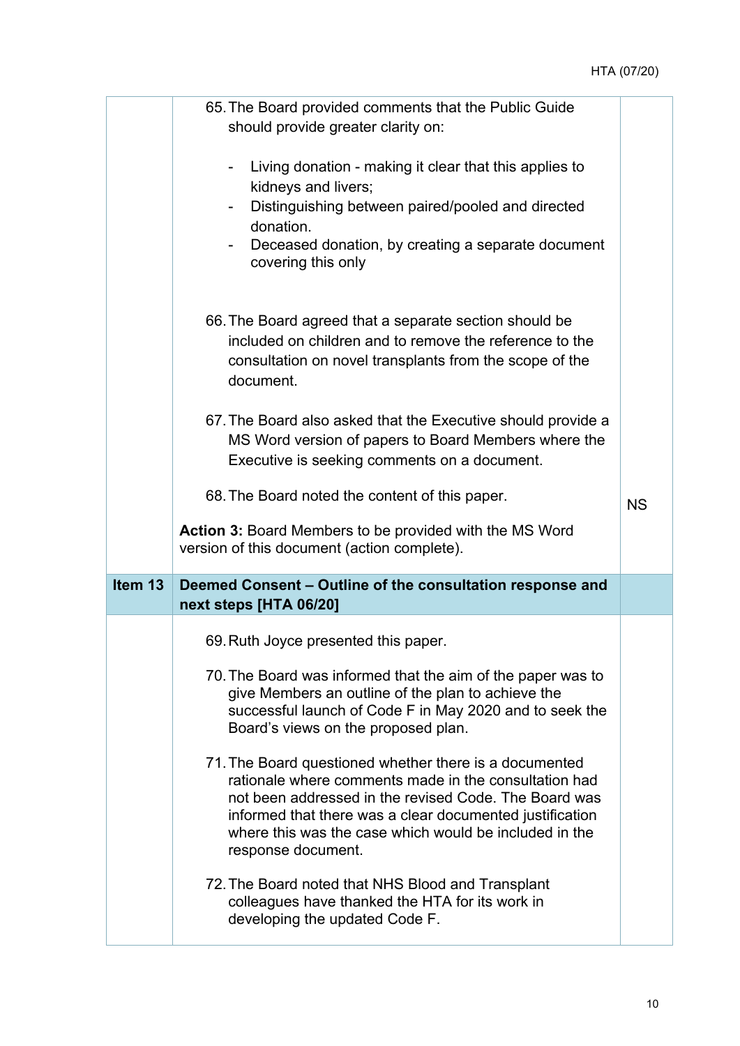| | | |
|---|---|---|
| | 65. The Board provided comments that the Public Guide should provide greater clarity on:<br><br>- Living donation - making it clear that this applies to kidneys and livers;<br>- Distinguishing between paired/pooled and directed donation.<br>- Deceased donation, by creating a separate document covering this only<br><br>66. The Board agreed that a separate section should be included on children and to remove the reference to the consultation on novel transplants from the scope of the document.<br><br>67. The Board also asked that the Executive should provide a MS Word version of papers to Board Members where the Executive is seeking comments on a document.<br><br>68. The Board noted the content of this paper.<br><br>**Action 3:** Board Members to be provided with the MS Word version of this document (action complete). | NS |
| **Item 13** | **Deemed Consent – Outline of the consultation response and next steps [HTA 06/20]** | |
| | 69. Ruth Joyce presented this paper.<br><br>70. The Board was informed that the aim of the paper was to give Members an outline of the plan to achieve the successful launch of Code F in May 2020 and to seek the Board's views on the proposed plan.<br><br>71. The Board questioned whether there is a documented rationale where comments made in the consultation had not been addressed in the revised Code. The Board was informed that there was a clear documented justification where this was the case which would be included in the response document.<br><br>72. The Board noted that NHS Blood and Transplant colleagues have thanked the HTA for its work in developing the updated Code F. | |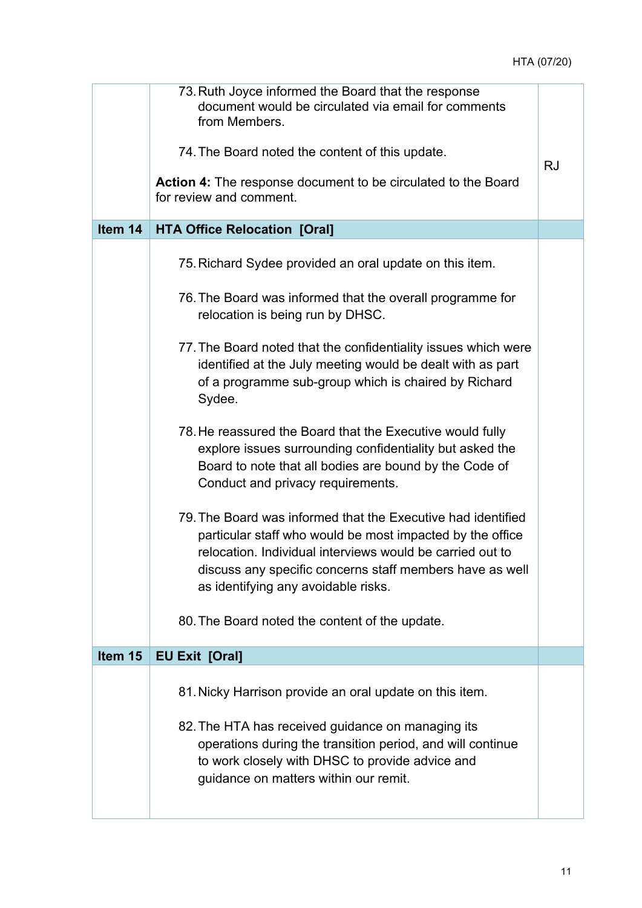| | | |
|---|---|---|
| | 73. Ruth Joyce informed the Board that the response document would be circulated via email for comments from Members.<br><br>74. The Board noted the content of this update.<br><br>**Action 4:** The response document to be circulated to the Board for review and comment. | RJ |
| **Item 14** | **HTA Office Relocation [Oral]** | |
| | 75. Richard Sydee provided an oral update on this item.<br><br>76. The Board was informed that the overall programme for relocation is being run by DHSC.<br><br>77. The Board noted that the confidentiality issues which were identified at the July meeting would be dealt with as part of a programme sub-group which is chaired by Richard Sydee.<br><br>78. He reassured the Board that the Executive would fully explore issues surrounding confidentiality but asked the Board to note that all bodies are bound by the Code of Conduct and privacy requirements.<br><br>79. The Board was informed that the Executive had identified particular staff who would be most impacted by the office relocation. Individual interviews would be carried out to discuss any specific concerns staff members have as well as identifying any avoidable risks.<br><br>80. The Board noted the content of the update. | |
| **Item 15** | **EU Exit [Oral]** | |
| | 81. Nicky Harrison provide an oral update on this item.<br><br>82. The HTA has received guidance on managing its operations during the transition period, and will continue to work closely with DHSC to provide advice and guidance on matters within our remit. | |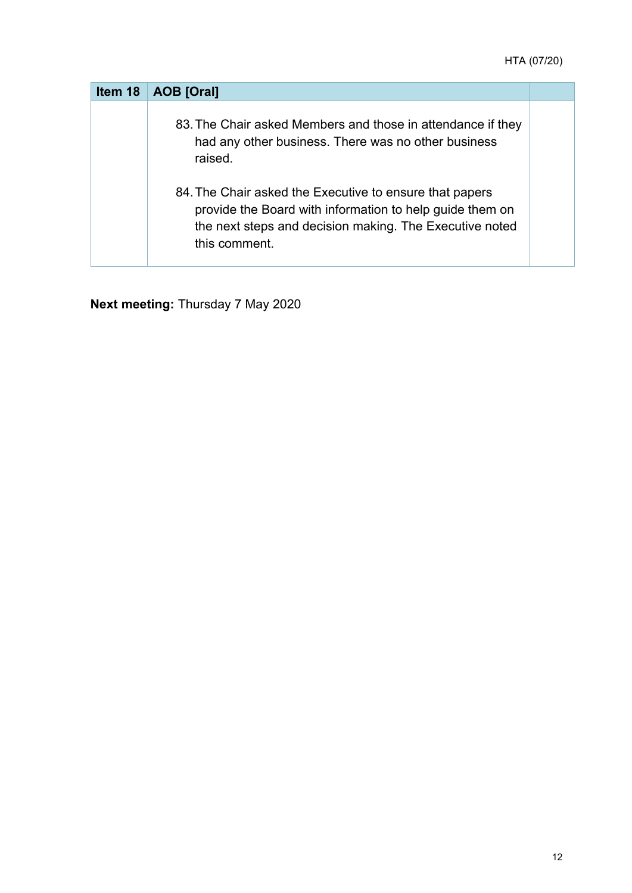| Item 18 | AOB [Oral] | |
|---|---|---|
| | 83. The Chair asked Members and those in attendance if they had any other business. There was no other business raised.<br><br>84. The Chair asked the Executive to ensure that papers provide the Board with information to help guide them on the next steps and decision making. The Executive noted this comment. | |

**Next meeting:** Thursday 7 May 2020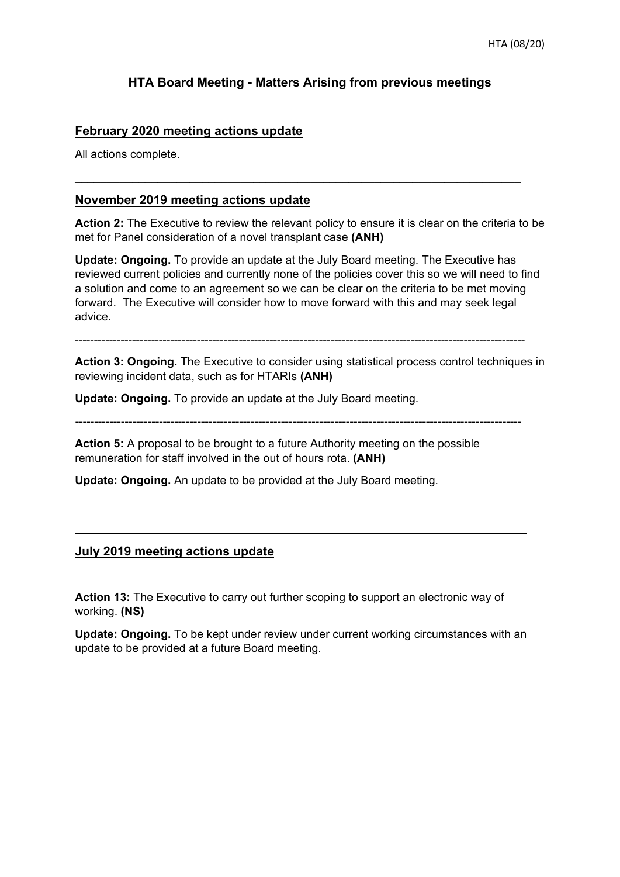# HTA Board Meeting - Matters Arising from previous meetings

## February 2020 meeting actions update

All actions complete.

---

## November 2019 meeting actions update

**Action 2:** The Executive to review the relevant policy to ensure it is clear on the criteria to be met for Panel consideration of a novel transplant case **(ANH)**

**Update: Ongoing.** To provide an update at the July Board meeting. The Executive has reviewed current policies and currently none of the policies cover this so we will need to find a solution and come to an agreement so we can be clear on the criteria to be met moving forward. The Executive will consider how to move forward with this and may seek legal advice.

---

**Action 3: Ongoing.** The Executive to consider using statistical process control techniques in reviewing incident data, such as for HTARIs **(ANH)**

**Update: Ongoing.** To provide an update at the July Board meeting.

---

**Action 5:** A proposal to be brought to a future Authority meeting on the possible remuneration for staff involved in the out of hours rota. **(ANH)**

**Update: Ongoing.** An update to be provided at the July Board meeting.

---

## July 2019 meeting actions update

**Action 13:** The Executive to carry out further scoping to support an electronic way of working. **(NS)**

**Update: Ongoing.** To be kept under review under current working circumstances with an update to be provided at a future Board meeting.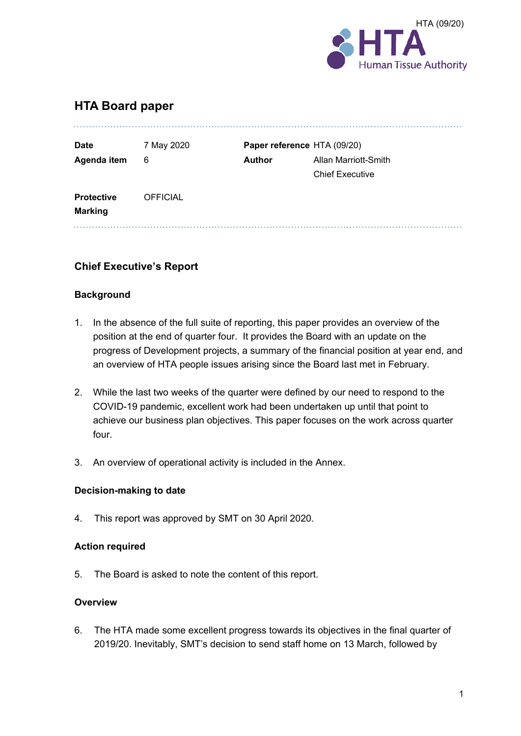HTA (09/20)

# HTA Board paper

| | | | |
|---|---|---|---|
| **Date** | 7 May 2020 | **Paper reference** | HTA (09/20) |
| **Agenda item** | 6 | **Author** | Allan Marriott-Smith<br>Chief Executive |
| **Protective Marking** | OFFICIAL | | |

## Chief Executive's Report

### Background

1. In the absence of the full suite of reporting, this paper provides an overview of the position at the end of quarter four. It provides the Board with an update on the progress of Development projects, a summary of the financial position at year end, and an overview of HTA people issues arising since the Board last met in February.

2. While the last two weeks of the quarter were defined by our need to respond to the COVID-19 pandemic, excellent work had been undertaken up until that point to achieve our business plan objectives. This paper focuses on the work across quarter four.

3. An overview of operational activity is included in the Annex.

### Decision-making to date

4. This report was approved by SMT on 30 April 2020.

### Action required

5. The Board is asked to note the content of this report.

### Overview

6. The HTA made some excellent progress towards its objectives in the final quarter of 2019/20. Inevitably, SMT's decision to send staff home on 13 March, followed by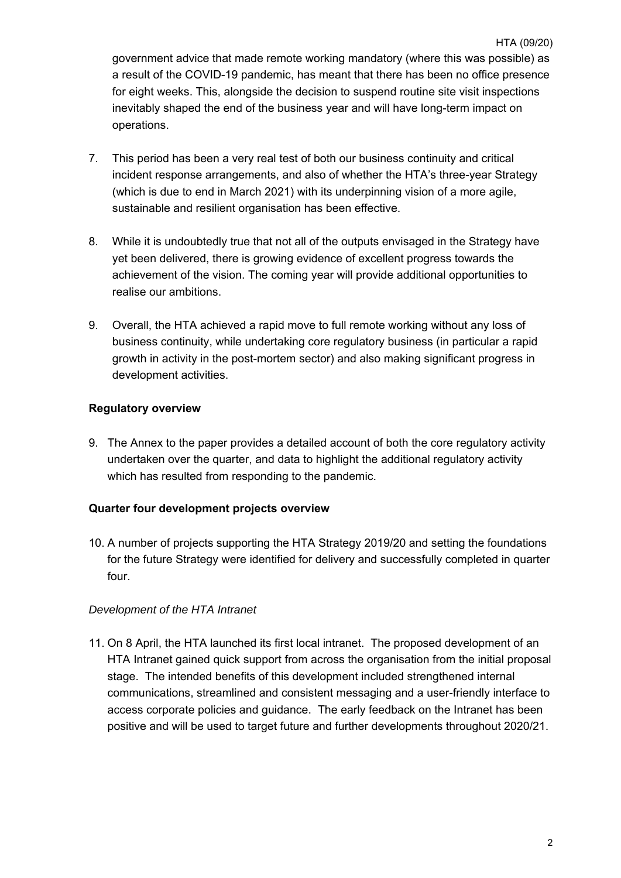government advice that made remote working mandatory (where this was possible) as a result of the COVID-19 pandemic, has meant that there has been no office presence for eight weeks. This, alongside the decision to suspend routine site visit inspections inevitably shaped the end of the business year and will have long-term impact on operations.

7. This period has been a very real test of both our business continuity and critical incident response arrangements, and also of whether the HTA's three-year Strategy (which is due to end in March 2021) with its underpinning vision of a more agile, sustainable and resilient organisation has been effective.

8. While it is undoubtedly true that not all of the outputs envisaged in the Strategy have yet been delivered, there is growing evidence of excellent progress towards the achievement of the vision. The coming year will provide additional opportunities to realise our ambitions.

9. Overall, the HTA achieved a rapid move to full remote working without any loss of business continuity, while undertaking core regulatory business (in particular a rapid growth in activity in the post-mortem sector) and also making significant progress in development activities.

**Regulatory overview**

9. The Annex to the paper provides a detailed account of both the core regulatory activity undertaken over the quarter, and data to highlight the additional regulatory activity which has resulted from responding to the pandemic.

**Quarter four development projects overview**

10. A number of projects supporting the HTA Strategy 2019/20 and setting the foundations for the future Strategy were identified for delivery and successfully completed in quarter four.

*Development of the HTA Intranet*

11. On 8 April, the HTA launched its first local intranet. The proposed development of an HTA Intranet gained quick support from across the organisation from the initial proposal stage. The intended benefits of this development included strengthened internal communications, streamlined and consistent messaging and a user-friendly interface to access corporate policies and guidance. The early feedback on the Intranet has been positive and will be used to target future and further developments throughout 2020/21.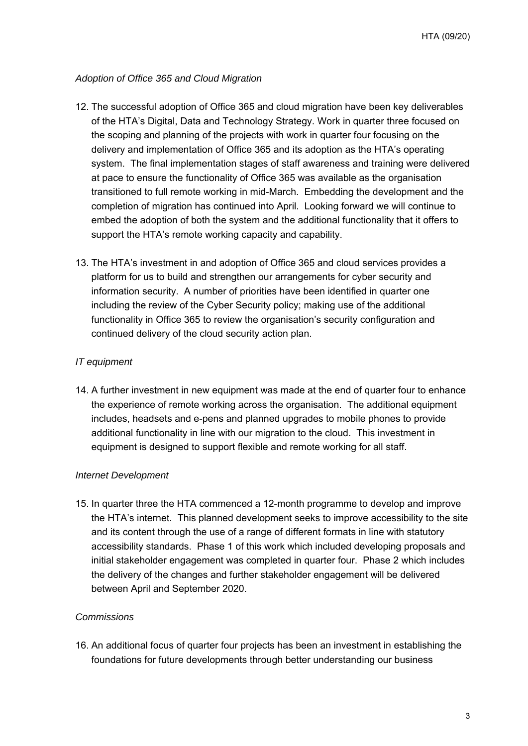*Adoption of Office 365 and Cloud Migration*

12. The successful adoption of Office 365 and cloud migration have been key deliverables of the HTA's Digital, Data and Technology Strategy. Work in quarter three focused on the scoping and planning of the projects with work in quarter four focusing on the delivery and implementation of Office 365 and its adoption as the HTA's operating system. The final implementation stages of staff awareness and training were delivered at pace to ensure the functionality of Office 365 was available as the organisation transitioned to full remote working in mid-March. Embedding the development and the completion of migration has continued into April. Looking forward we will continue to embed the adoption of both the system and the additional functionality that it offers to support the HTA's remote working capacity and capability.

13. The HTA's investment in and adoption of Office 365 and cloud services provides a platform for us to build and strengthen our arrangements for cyber security and information security. A number of priorities have been identified in quarter one including the review of the Cyber Security policy; making use of the additional functionality in Office 365 to review the organisation's security configuration and continued delivery of the cloud security action plan.

*IT equipment*

14. A further investment in new equipment was made at the end of quarter four to enhance the experience of remote working across the organisation. The additional equipment includes, headsets and e-pens and planned upgrades to mobile phones to provide additional functionality in line with our migration to the cloud. This investment in equipment is designed to support flexible and remote working for all staff.

*Internet Development*

15. In quarter three the HTA commenced a 12-month programme to develop and improve the HTA's internet. This planned development seeks to improve accessibility to the site and its content through the use of a range of different formats in line with statutory accessibility standards. Phase 1 of this work which included developing proposals and initial stakeholder engagement was completed in quarter four. Phase 2 which includes the delivery of the changes and further stakeholder engagement will be delivered between April and September 2020.

*Commissions*

16. An additional focus of quarter four projects has been an investment in establishing the foundations for future developments through better understanding our business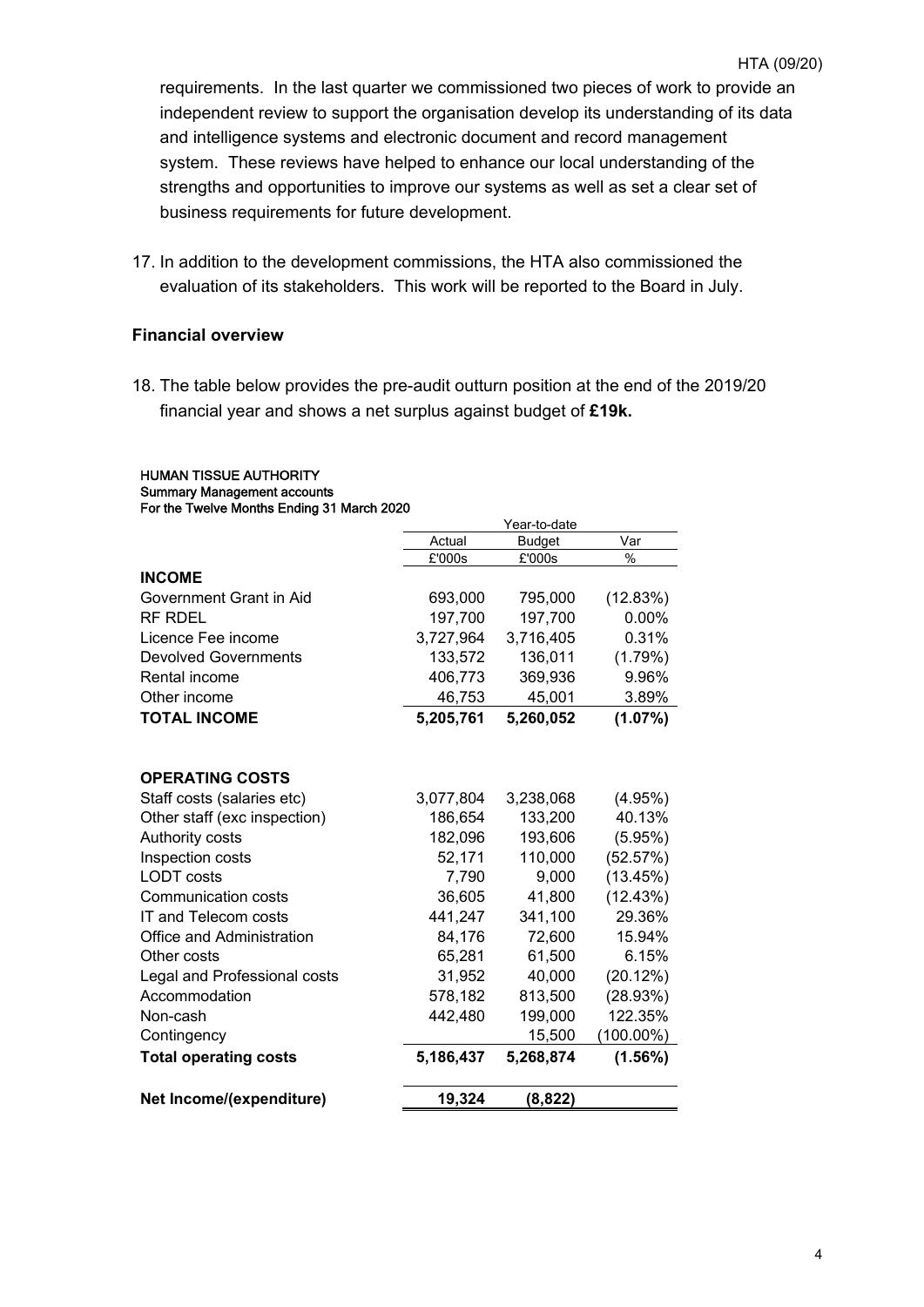requirements. In the last quarter we commissioned two pieces of work to provide an independent review to support the organisation develop its understanding of its data and intelligence systems and electronic document and record management system. These reviews have helped to enhance our local understanding of the strengths and opportunities to improve our systems as well as set a clear set of business requirements for future development.

17. In addition to the development commissions, the HTA also commissioned the evaluation of its stakeholders. This work will be reported to the Board in July.

### Financial overview

18. The table below provides the pre-audit outturn position at the end of the 2019/20 financial year and shows a net surplus against budget of **£19k.**

HUMAN TISSUE AUTHORITY
Summary Management accounts
For the Twelve Months Ending 31 March 2020

| | Year-to-date | | |
|---|---|---|---|
| | Actual | Budget | Var |
| | £'000s | £'000s | % |
| **INCOME** | | | |
| Government Grant in Aid | 693,000 | 795,000 | (12.83%) |
| RF RDEL | 197,700 | 197,700 | 0.00% |
| Licence Fee income | 3,727,964 | 3,716,405 | 0.31% |
| Devolved Governments | 133,572 | 136,011 | (1.79%) |
| Rental income | 406,773 | 369,936 | 9.96% |
| Other income | 46,753 | 45,001 | 3.89% |
| **TOTAL INCOME** | **5,205,761** | **5,260,052** | **(1.07%)** |
| | | | |
| **OPERATING COSTS** | | | |
| Staff costs (salaries etc) | 3,077,804 | 3,238,068 | (4.95%) |
| Other staff (exc inspection) | 186,654 | 133,200 | 40.13% |
| Authority costs | 182,096 | 193,606 | (5.95%) |
| Inspection costs | 52,171 | 110,000 | (52.57%) |
| LODT costs | 7,790 | 9,000 | (13.45%) |
| Communication costs | 36,605 | 41,800 | (12.43%) |
| IT and Telecom costs | 441,247 | 341,100 | 29.36% |
| Office and Administration | 84,176 | 72,600 | 15.94% |
| Other costs | 65,281 | 61,500 | 6.15% |
| Legal and Professional costs | 31,952 | 40,000 | (20.12%) |
| Accommodation | 578,182 | 813,500 | (28.93%) |
| Non-cash | 442,480 | 199,000 | 122.35% |
| Contingency | | 15,500 | (100.00%) |
| **Total operating costs** | **5,186,437** | **5,268,874** | **(1.56%)** |
| | | | |
| **Net Income/(expenditure)** | **19,324** | **(8,822)** | |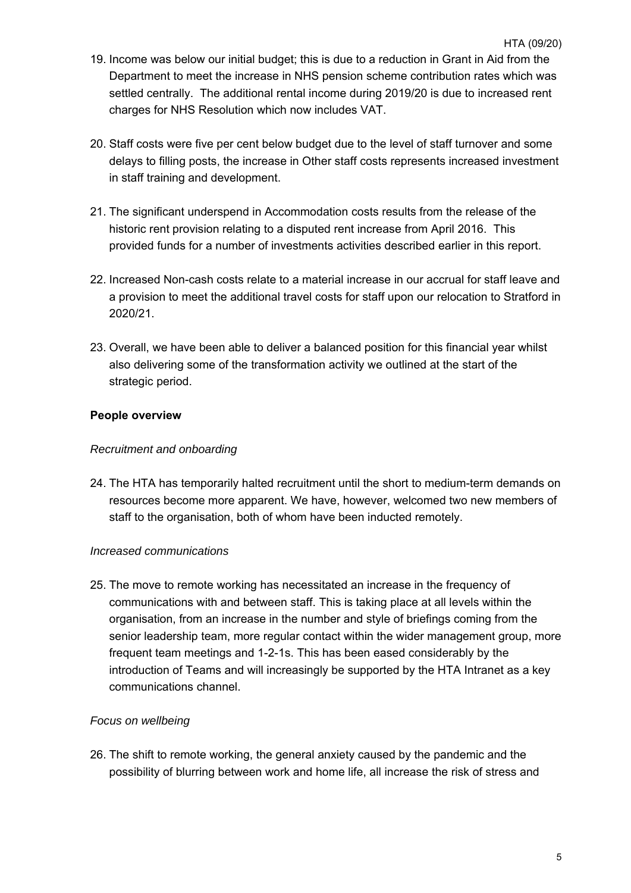19. Income was below our initial budget; this is due to a reduction in Grant in Aid from the Department to meet the increase in NHS pension scheme contribution rates which was settled centrally. The additional rental income during 2019/20 is due to increased rent charges for NHS Resolution which now includes VAT.

20. Staff costs were five per cent below budget due to the level of staff turnover and some delays to filling posts, the increase in Other staff costs represents increased investment in staff training and development.

21. The significant underspend in Accommodation costs results from the release of the historic rent provision relating to a disputed rent increase from April 2016. This provided funds for a number of investments activities described earlier in this report.

22. Increased Non-cash costs relate to a material increase in our accrual for staff leave and a provision to meet the additional travel costs for staff upon our relocation to Stratford in 2020/21.

23. Overall, we have been able to deliver a balanced position for this financial year whilst also delivering some of the transformation activity we outlined at the start of the strategic period.

**People overview**

*Recruitment and onboarding*

24. The HTA has temporarily halted recruitment until the short to medium-term demands on resources become more apparent. We have, however, welcomed two new members of staff to the organisation, both of whom have been inducted remotely.

*Increased communications*

25. The move to remote working has necessitated an increase in the frequency of communications with and between staff. This is taking place at all levels within the organisation, from an increase in the number and style of briefings coming from the senior leadership team, more regular contact within the wider management group, more frequent team meetings and 1-2-1s. This has been eased considerably by the introduction of Teams and will increasingly be supported by the HTA Intranet as a key communications channel.

*Focus on wellbeing*

26. The shift to remote working, the general anxiety caused by the pandemic and the possibility of blurring between work and home life, all increase the risk of stress and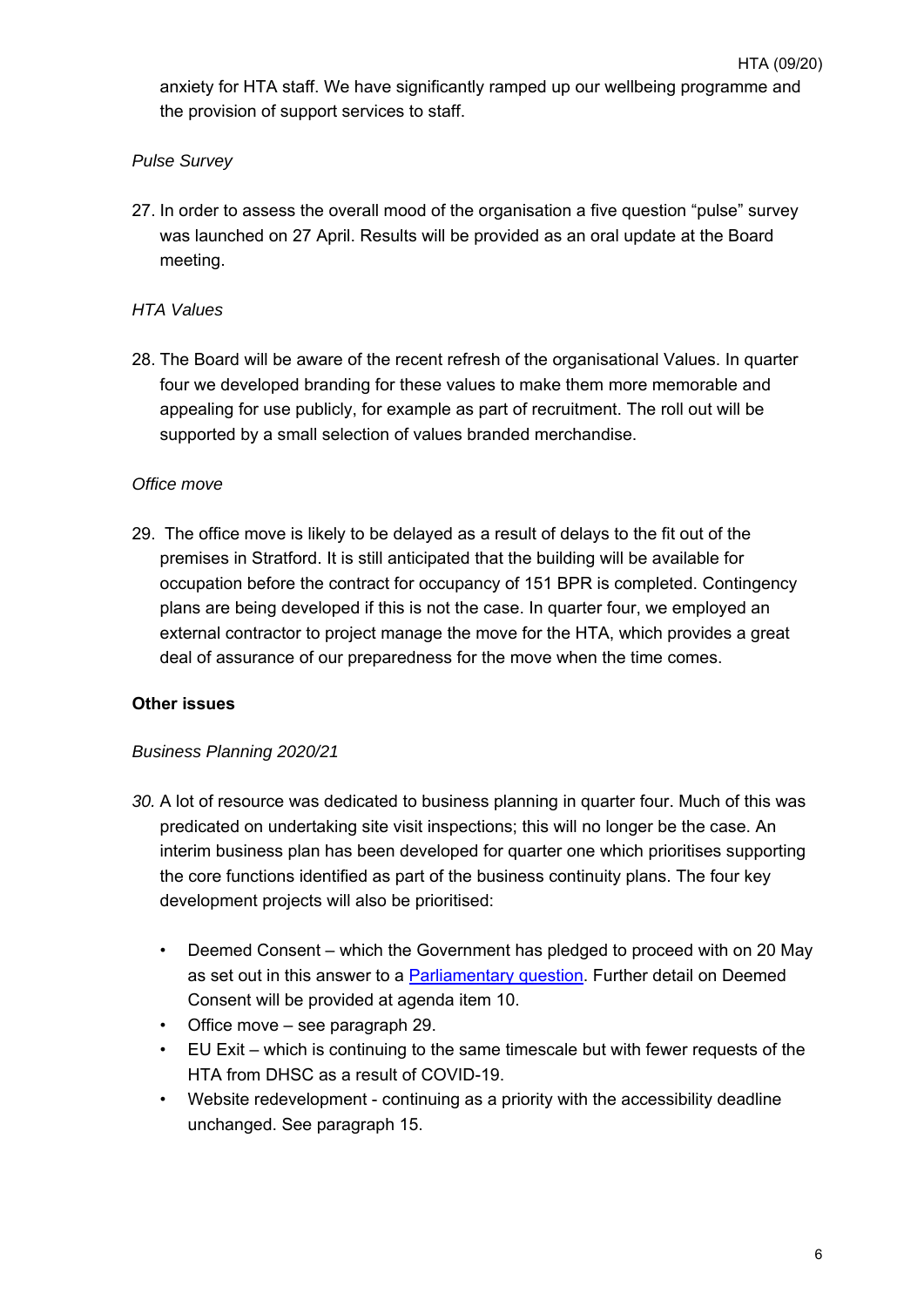anxiety for HTA staff. We have significantly ramped up our wellbeing programme and the provision of support services to staff.

*Pulse Survey*

27. In order to assess the overall mood of the organisation a five question "pulse" survey was launched on 27 April. Results will be provided as an oral update at the Board meeting.

*HTA Values*

28. The Board will be aware of the recent refresh of the organisational Values. In quarter four we developed branding for these values to make them more memorable and appealing for use publicly, for example as part of recruitment. The roll out will be supported by a small selection of values branded merchandise.

*Office move*

29. The office move is likely to be delayed as a result of delays to the fit out of the premises in Stratford. It is still anticipated that the building will be available for occupation before the contract for occupancy of 151 BPR is completed. Contingency plans are being developed if this is not the case. In quarter four, we employed an external contractor to project manage the move for the HTA, which provides a great deal of assurance of our preparedness for the move when the time comes.

**Other issues**

*Business Planning 2020/21*

30. A lot of resource was dedicated to business planning in quarter four. Much of this was predicated on undertaking site visit inspections; this will no longer be the case. An interim business plan has been developed for quarter one which prioritises supporting the core functions identified as part of the business continuity plans. The four key development projects will also be prioritised:

    - Deemed Consent – which the Government has pledged to proceed with on 20 May as set out in this answer to a Parliamentary question. Further detail on Deemed Consent will be provided at agenda item 10.
    - Office move – see paragraph 29.
    - EU Exit – which is continuing to the same timescale but with fewer requests of the HTA from DHSC as a result of COVID-19.
    - Website redevelopment - continuing as a priority with the accessibility deadline unchanged. See paragraph 15.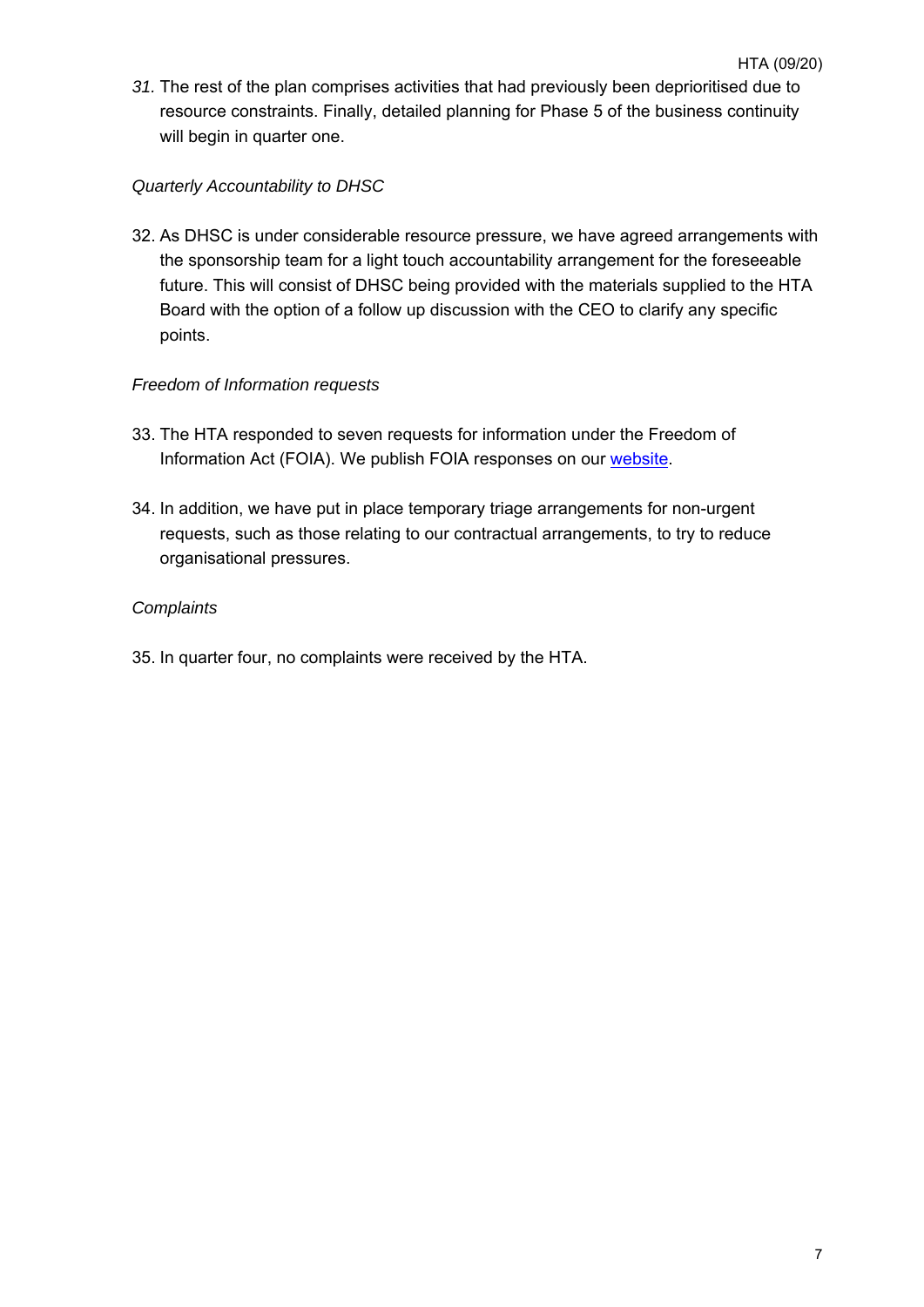*31.* The rest of the plan comprises activities that had previously been deprioritised due to resource constraints. Finally, detailed planning for Phase 5 of the business continuity will begin in quarter one.

*Quarterly Accountability to DHSC*

32. As DHSC is under considerable resource pressure, we have agreed arrangements with the sponsorship team for a light touch accountability arrangement for the foreseeable future. This will consist of DHSC being provided with the materials supplied to the HTA Board with the option of a follow up discussion with the CEO to clarify any specific points.

*Freedom of Information requests*

33. The HTA responded to seven requests for information under the Freedom of Information Act (FOIA). We publish FOIA responses on our website.

34. In addition, we have put in place temporary triage arrangements for non-urgent requests, such as those relating to our contractual arrangements, to try to reduce organisational pressures.

*Complaints*

35. In quarter four, no complaints were received by the HTA.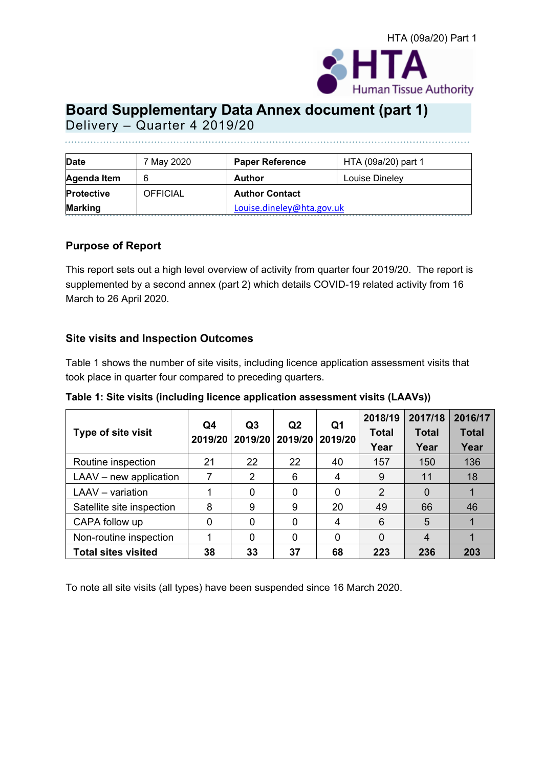# Board Supplementary Data Annex document (part 1)

Delivery – Quarter 4 2019/20

| Date | 7 May 2020 | Paper Reference | HTA (09a/20) part 1 |
|---|---|---|---|
| Agenda Item | 6 | Author | Louise Dineley |
| Protective Marking | OFFICIAL | Author Contact<br>Louise.dineley@hta.gov.uk | |

## Purpose of Report

This report sets out a high level overview of activity from quarter four 2019/20. The report is supplemented by a second annex (part 2) which details COVID-19 related activity from 16 March to 26 April 2020.

## Site visits and Inspection Outcomes

Table 1 shows the number of site visits, including licence application assessment visits that took place in quarter four compared to preceding quarters.

**Table 1: Site visits (including licence application assessment visits (LAAVs))**

| Type of site visit | Q4 2019/20 | Q3 2019/20 | Q2 2019/20 | Q1 2019/20 | 2018/19 Total Year | 2017/18 Total Year | 2016/17 Total Year |
|---|---|---|---|---|---|---|---|
| Routine inspection | 21 | 22 | 22 | 40 | 157 | 150 | 136 |
| LAAV – new application | 7 | 2 | 6 | 4 | 9 | 11 | 18 |
| LAAV – variation | 1 | 0 | 0 | 0 | 2 | 0 | 1 |
| Satellite site inspection | 8 | 9 | 9 | 20 | 49 | 66 | 46 |
| CAPA follow up | 0 | 0 | 0 | 4 | 6 | 5 | 1 |
| Non-routine inspection | 1 | 0 | 0 | 0 | 0 | 4 | 1 |
| **Total sites visited** | **38** | **33** | **37** | **68** | **223** | **236** | **203** |

To note all site visits (all types) have been suspended since 16 March 2020.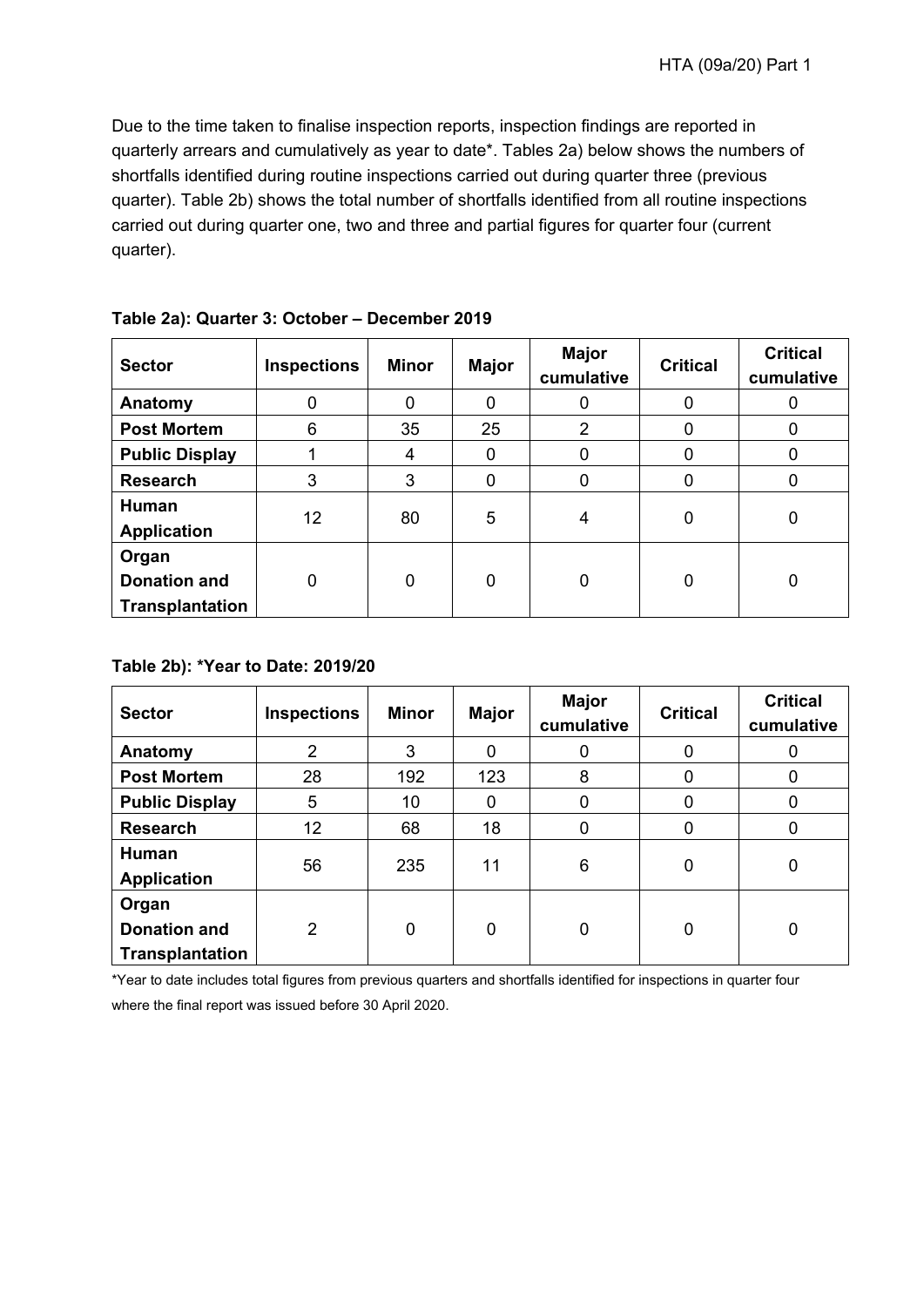Due to the time taken to finalise inspection reports, inspection findings are reported in quarterly arrears and cumulatively as year to date*. Tables 2a) below shows the numbers of shortfalls identified during routine inspections carried out during quarter three (previous quarter). Table 2b) shows the total number of shortfalls identified from all routine inspections carried out during quarter one, two and three and partial figures for quarter four (current quarter).

**Table 2a): Quarter 3: October – December 2019**

| Sector | Inspections | Minor | Major | Major cumulative | Critical | Critical cumulative |
|---|---|---|---|---|---|---|
| **Anatomy** | 0 | 0 | 0 | 0 | 0 | 0 |
| **Post Mortem** | 6 | 35 | 25 | 2 | 0 | 0 |
| **Public Display** | 1 | 4 | 0 | 0 | 0 | 0 |
| **Research** | 3 | 3 | 0 | 0 | 0 | 0 |
| **Human Application** | 12 | 80 | 5 | 4 | 0 | 0 |
| **Organ Donation and Transplantation** | 0 | 0 | 0 | 0 | 0 | 0 |

**Table 2b): *Year to Date: 2019/20**

| Sector | Inspections | Minor | Major | Major cumulative | Critical | Critical cumulative |
|---|---|---|---|---|---|---|
| **Anatomy** | 2 | 3 | 0 | 0 | 0 | 0 |
| **Post Mortem** | 28 | 192 | 123 | 8 | 0 | 0 |
| **Public Display** | 5 | 10 | 0 | 0 | 0 | 0 |
| **Research** | 12 | 68 | 18 | 0 | 0 | 0 |
| **Human Application** | 56 | 235 | 11 | 6 | 0 | 0 |
| **Organ Donation and Transplantation** | 2 | 0 | 0 | 0 | 0 | 0 |

*Year to date includes total figures from previous quarters and shortfalls identified for inspections in quarter four where the final report was issued before 30 April 2020.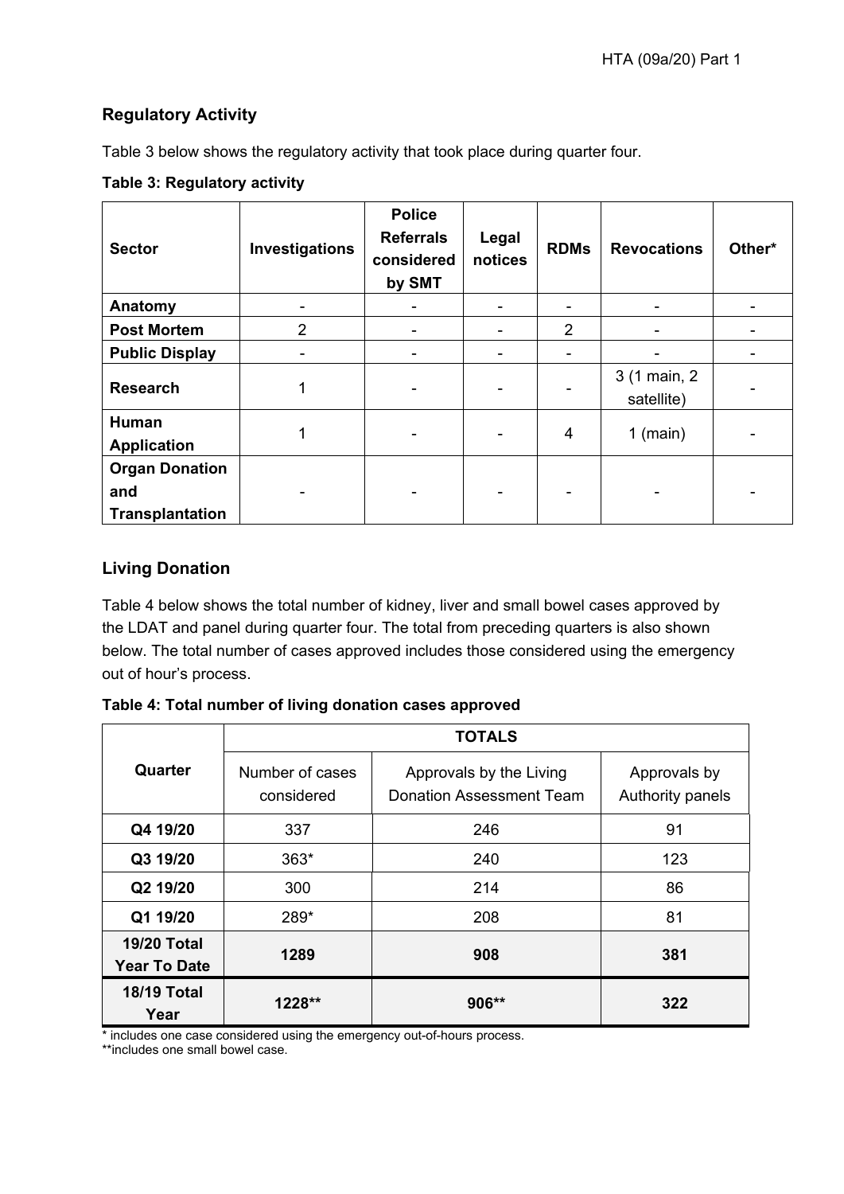## Regulatory Activity

Table 3 below shows the regulatory activity that took place during quarter four.

**Table 3: Regulatory activity**

| Sector | Investigations | Police Referrals considered by SMT | Legal notices | RDMs | Revocations | Other* |
|---|---|---|---|---|---|---|
| **Anatomy** | - | - | - | - | - | - |
| **Post Mortem** | 2 | - | - | 2 | - | - |
| **Public Display** | - | - | - | - | - | - |
| **Research** | 1 | - | - | - | 3 (1 main, 2 satellite) | - |
| **Human Application** | 1 | - | - | 4 | 1 (main) | - |
| **Organ Donation and Transplantation** | - | - | - | - | - | - |

## Living Donation

Table 4 below shows the total number of kidney, liver and small bowel cases approved by the LDAT and panel during quarter four. The total from preceding quarters is also shown below. The total number of cases approved includes those considered using the emergency out of hour's process.

**Table 4: Total number of living donation cases approved**

| Quarter | TOTALS | | |
|---|---|---|---|
| | Number of cases considered | Approvals by the Living Donation Assessment Team | Approvals by Authority panels |
| **Q4 19/20** | 337 | 246 | 91 |
| **Q3 19/20** | 363* | 240 | 123 |
| **Q2 19/20** | 300 | 214 | 86 |
| **Q1 19/20** | 289* | 208 | 81 |
| **19/20 Total Year To Date** | **1289** | **908** | **381** |
| **18/19 Total Year** | **1228**** | **906**** | **322** |

\* includes one case considered using the emergency out-of-hours process.
**includes one small bowel case.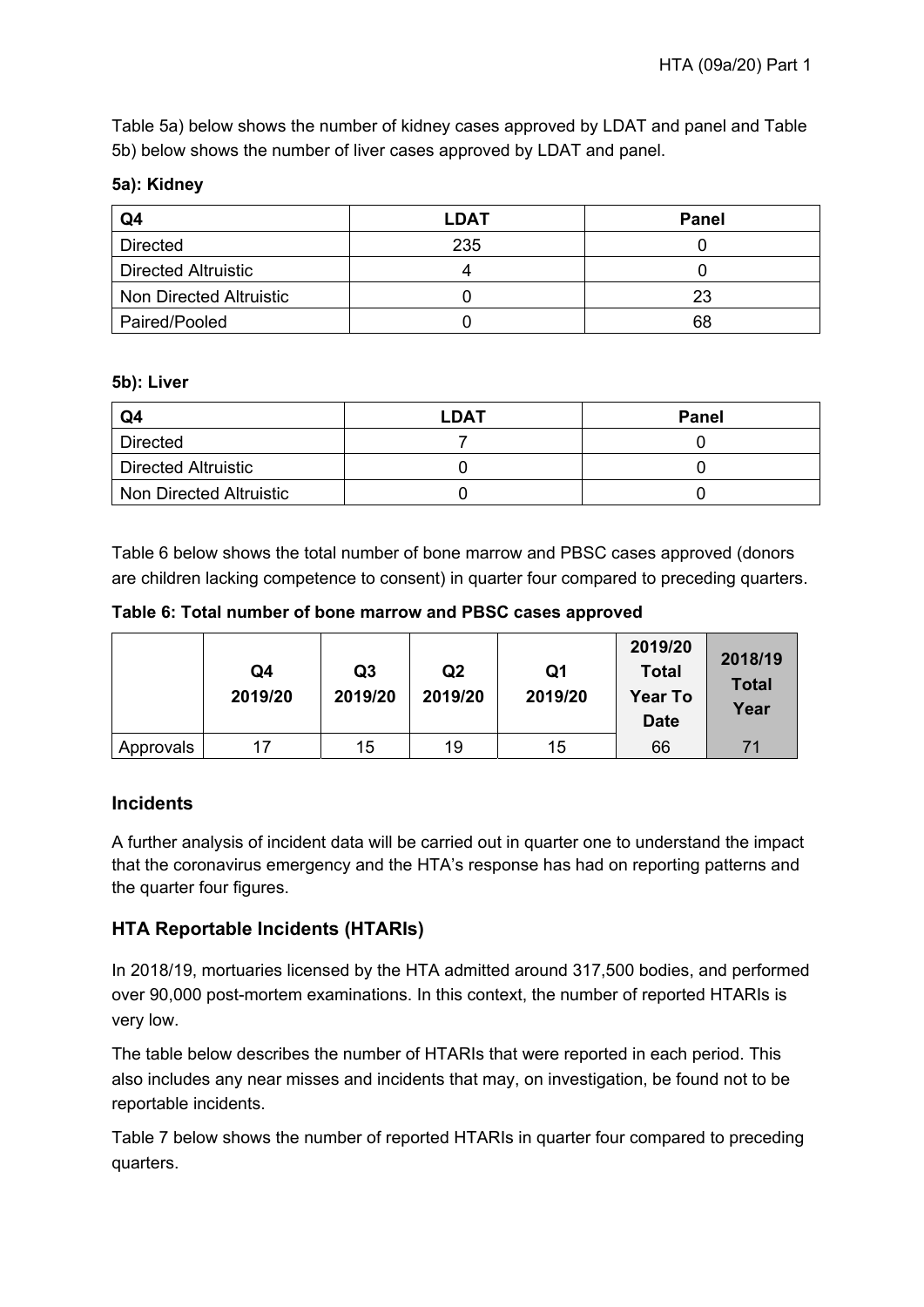Table 5a) below shows the number of kidney cases approved by LDAT and panel and Table 5b) below shows the number of liver cases approved by LDAT and panel.

**5a): Kidney**

| Q4 | LDAT | Panel |
|---|---|---|
| Directed | 235 | 0 |
| Directed Altruistic | 4 | 0 |
| Non Directed Altruistic | 0 | 23 |
| Paired/Pooled | 0 | 68 |

**5b): Liver**

| Q4 | LDAT | Panel |
|---|---|---|
| Directed | 7 | 0 |
| Directed Altruistic | 0 | 0 |
| Non Directed Altruistic | 0 | 0 |

Table 6 below shows the total number of bone marrow and PBSC cases approved (donors are children lacking competence to consent) in quarter four compared to preceding quarters.

**Table 6: Total number of bone marrow and PBSC cases approved**

| | Q4 2019/20 | Q3 2019/20 | Q2 2019/20 | Q1 2019/20 | 2019/20 Total Year To Date | 2018/19 Total Year |
|---|---|---|---|---|---|---|
| Approvals | 17 | 15 | 19 | 15 | 66 | 71 |

## Incidents

A further analysis of incident data will be carried out in quarter one to understand the impact that the coronavirus emergency and the HTA's response has had on reporting patterns and the quarter four figures.

## HTA Reportable Incidents (HTARIs)

In 2018/19, mortuaries licensed by the HTA admitted around 317,500 bodies, and performed over 90,000 post-mortem examinations. In this context, the number of reported HTARIs is very low.

The table below describes the number of HTARIs that were reported in each period. This also includes any near misses and incidents that may, on investigation, be found not to be reportable incidents.

Table 7 below shows the number of reported HTARIs in quarter four compared to preceding quarters.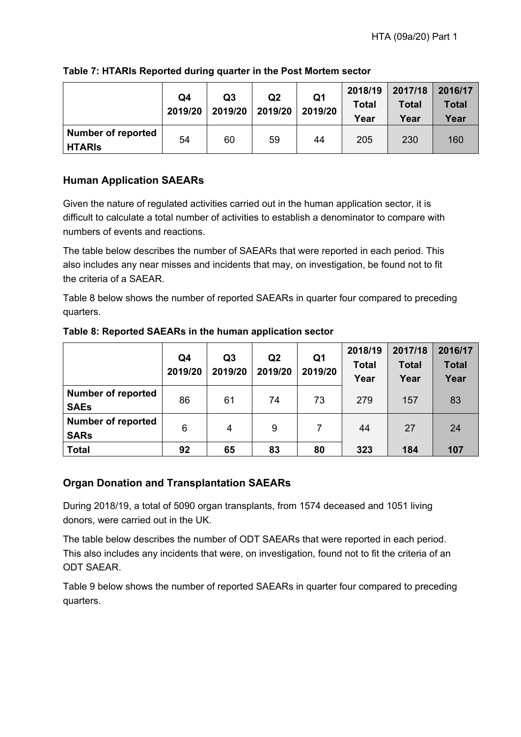**Table 7: HTARIs Reported during quarter in the Post Mortem sector**

| | Q4 2019/20 | Q3 2019/20 | Q2 2019/20 | Q1 2019/20 | 2018/19 Total Year | 2017/18 Total Year | 2016/17 Total Year |
|---|---|---|---|---|---|---|---|
| **Number of reported HTARIs** | 54 | 60 | 59 | 44 | 205 | 230 | 160 |

## Human Application SAEARs

Given the nature of regulated activities carried out in the human application sector, it is difficult to calculate a total number of activities to establish a denominator to compare with numbers of events and reactions.

The table below describes the number of SAEARs that were reported in each period. This also includes any near misses and incidents that may, on investigation, be found not to fit the criteria of a SAEAR.

Table 8 below shows the number of reported SAEARs in quarter four compared to preceding quarters.

**Table 8: Reported SAEARs in the human application sector**

| | Q4 2019/20 | Q3 2019/20 | Q2 2019/20 | Q1 2019/20 | 2018/19 Total Year | 2017/18 Total Year | 2016/17 Total Year |
|---|---|---|---|---|---|---|---|
| **Number of reported SAEs** | 86 | 61 | 74 | 73 | 279 | 157 | 83 |
| **Number of reported SARs** | 6 | 4 | 9 | 7 | 44 | 27 | 24 |
| **Total** | **92** | **65** | **83** | **80** | **323** | **184** | **107** |

## Organ Donation and Transplantation SAEARs

During 2018/19, a total of 5090 organ transplants, from 1574 deceased and 1051 living donors, were carried out in the UK.

The table below describes the number of ODT SAEARs that were reported in each period. This also includes any incidents that were, on investigation, found not to fit the criteria of an ODT SAEAR.

Table 9 below shows the number of reported SAEARs in quarter four compared to preceding quarters.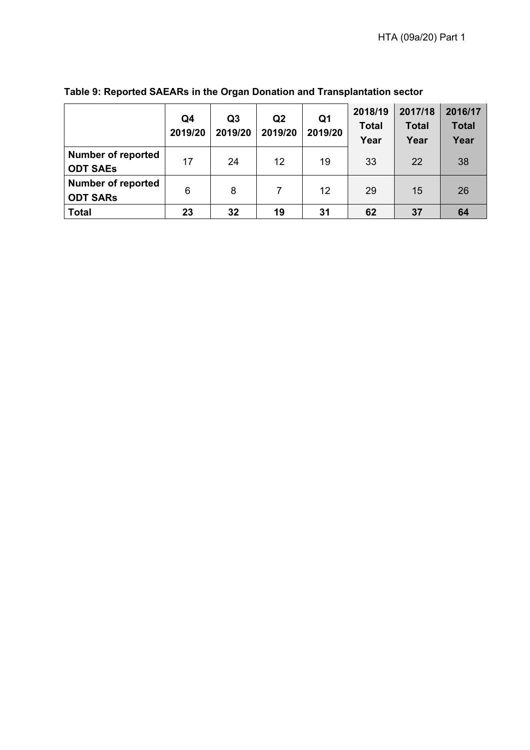**Table 9: Reported SAEARs in the Organ Donation and Transplantation sector**

| | Q4 2019/20 | Q3 2019/20 | Q2 2019/20 | Q1 2019/20 | 2018/19 Total Year | 2017/18 Total Year | 2016/17 Total Year |
|---|---|---|---|---|---|---|---|
| **Number of reported ODT SAEs** | 17 | 24 | 12 | 19 | 33 | 22 | 38 |
| **Number of reported ODT SARs** | 6 | 8 | 7 | 12 | 29 | 15 | 26 |
| **Total** | **23** | **32** | **19** | **31** | **62** | **37** | **64** |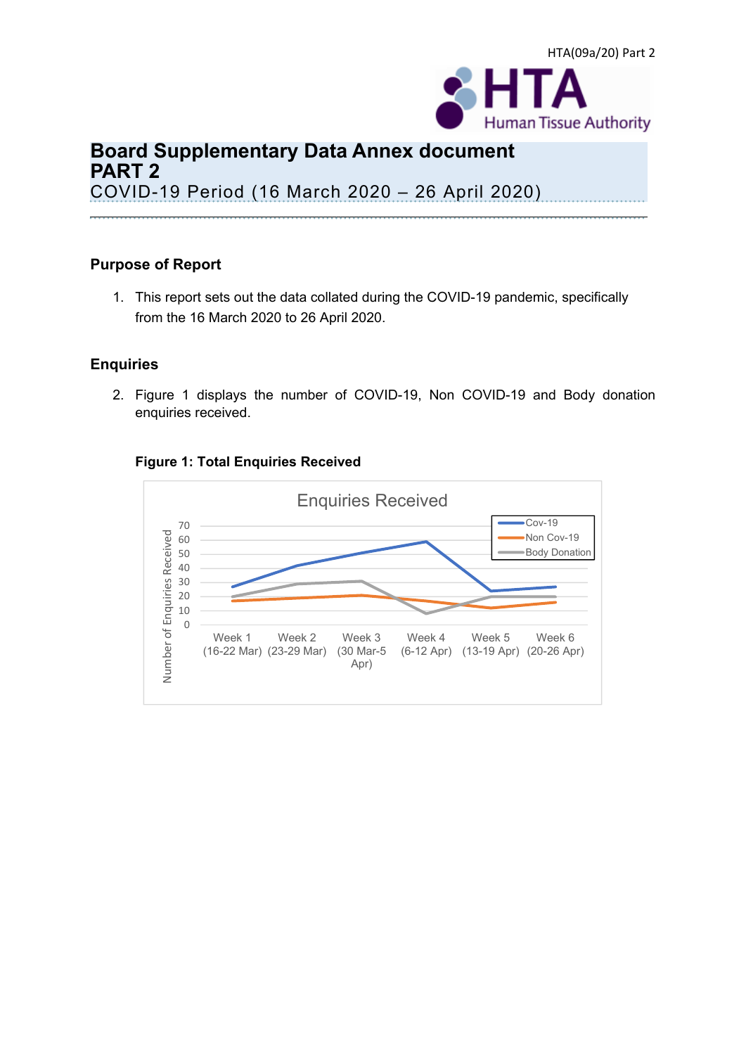HTA(09a/20) Part 2

# Board Supplementary Data Annex document PART 2

COVID-19 Period (16 March 2020 – 26 April 2020)

## Purpose of Report

1. This report sets out the data collated during the COVID-19 pandemic, specifically from the 16 March 2020 to 26 April 2020.

## Enquiries

2. Figure 1 displays the number of COVID-19, Non COVID-19 and Body donation enquiries received.

**Figure 1: Total Enquiries Received**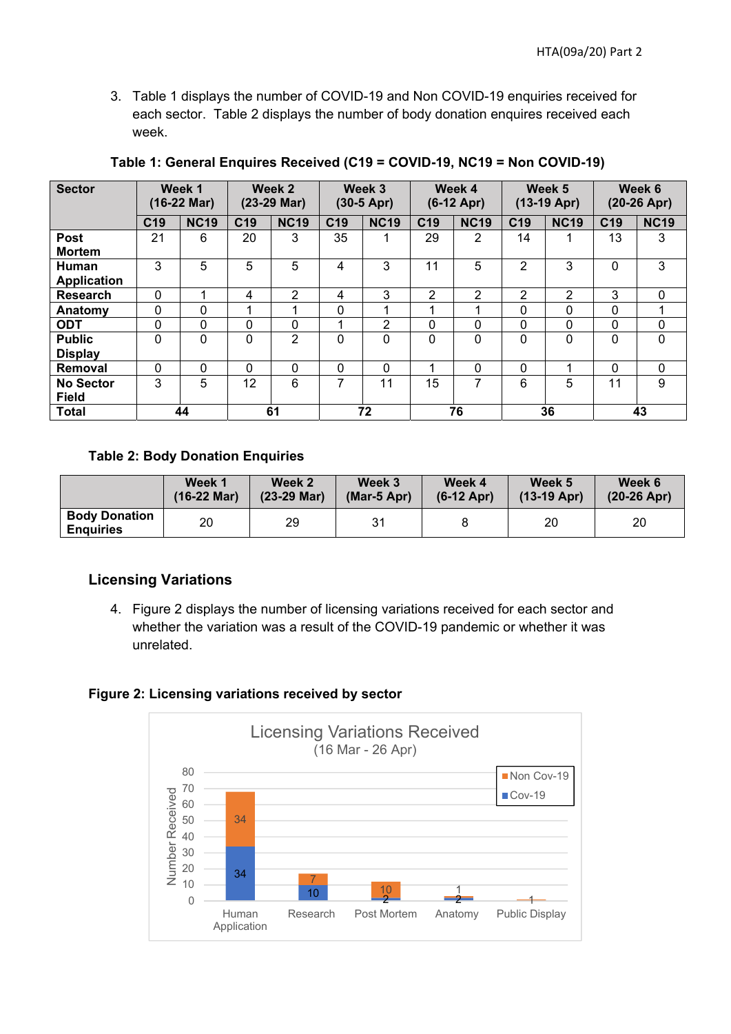3. Table 1 displays the number of COVID-19 and Non COVID-19 enquiries received for each sector. Table 2 displays the number of body donation enquires received each week.

**Table 1: General Enquires Received (C19 = COVID-19, NC19 = Non COVID-19)**

| Sector | Week 1 (16-22 Mar) | | Week 2 (23-29 Mar) | | Week 3 (30-5 Apr) | | Week 4 (6-12 Apr) | | Week 5 (13-19 Apr) | | Week 6 (20-26 Apr) | |
|---|---|---|---|---|---|---|---|---|---|---|---|---|
| | C19 | NC19 | C19 | NC19 | C19 | NC19 | C19 | NC19 | C19 | NC19 | C19 | NC19 |
| Post Mortem | 21 | 6 | 20 | 3 | 35 | 1 | 29 | 2 | 14 | 1 | 13 | 3 |
| Human Application | 3 | 5 | 5 | 5 | 4 | 3 | 11 | 5 | 2 | 3 | 0 | 3 |
| Research | 0 | 1 | 4 | 2 | 4 | 3 | 2 | 2 | 2 | 2 | 3 | 0 |
| Anatomy | 0 | 0 | 1 | 1 | 0 | 1 | 1 | 1 | 0 | 0 | 0 | 1 |
| ODT | 0 | 0 | 0 | 0 | 1 | 2 | 0 | 0 | 0 | 0 | 0 | 0 |
| Public Display | 0 | 0 | 0 | 2 | 0 | 0 | 0 | 0 | 0 | 0 | 0 | 0 |
| Removal | 0 | 0 | 0 | 0 | 0 | 0 | 1 | 0 | 0 | 1 | 0 | 0 |
| No Sector Field | 3 | 5 | 12 | 6 | 7 | 11 | 15 | 7 | 6 | 5 | 11 | 9 |
| **Total** | 44 | | 61 | | 72 | | 76 | | 36 | | 43 | |

**Table 2: Body Donation Enquiries**

| | Week 1 (16-22 Mar) | Week 2 (23-29 Mar) | Week 3 (Mar-5 Apr) | Week 4 (6-12 Apr) | Week 5 (13-19 Apr) | Week 6 (20-26 Apr) |
|---|---|---|---|---|---|---|
| Body Donation Enquiries | 20 | 29 | 31 | 8 | 20 | 20 |

## Licensing Variations

4. Figure 2 displays the number of licensing variations received for each sector and whether the variation was a result of the COVID-19 pandemic or whether it was unrelated.

**Figure 2: Licensing variations received by sector**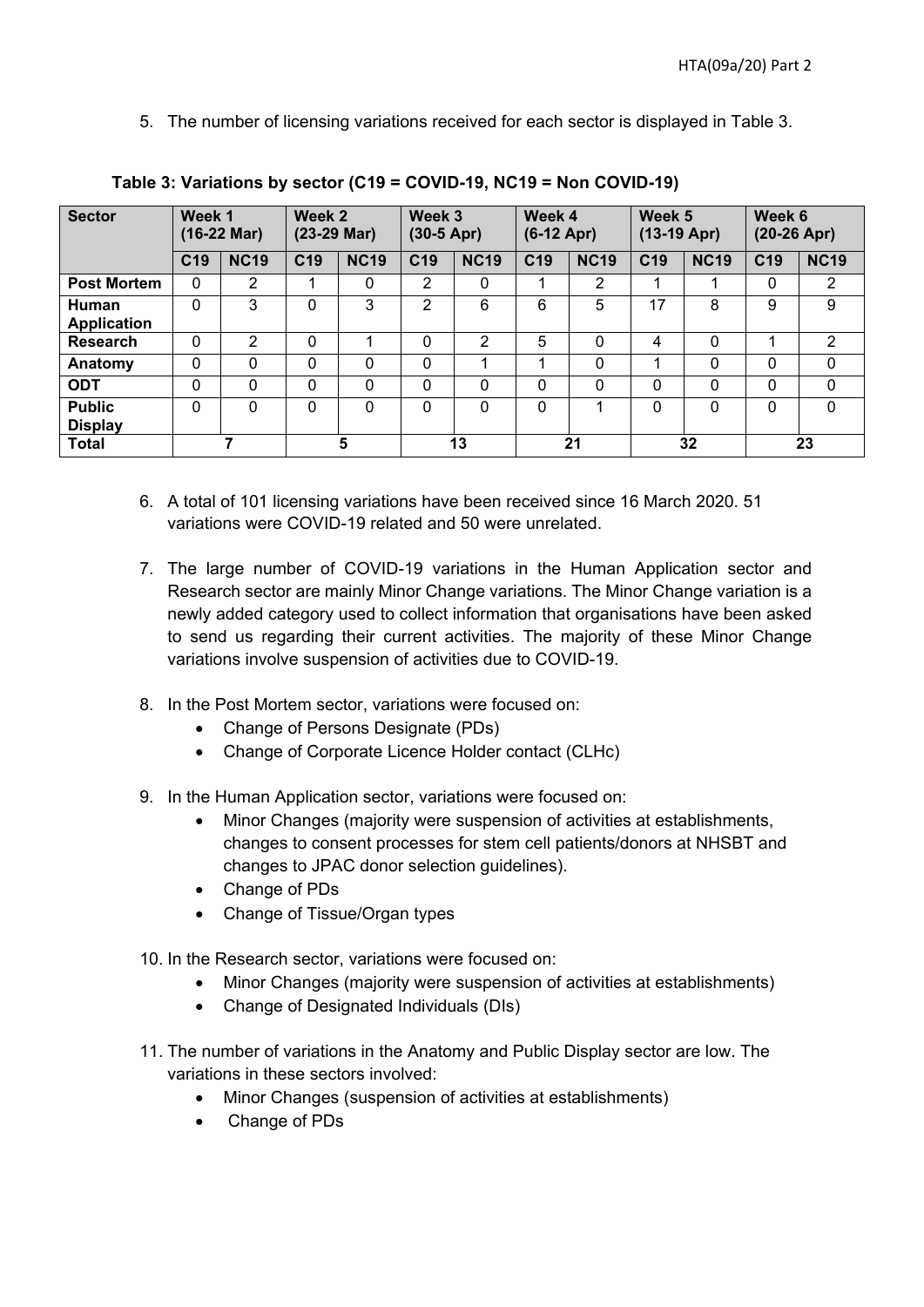5. The number of licensing variations received for each sector is displayed in Table 3.

**Table 3: Variations by sector (C19 = COVID-19, NC19 = Non COVID-19)**

| Sector | Week 1 (16-22 Mar) | | Week 2 (23-29 Mar) | | Week 3 (30-5 Apr) | | Week 4 (6-12 Apr) | | Week 5 (13-19 Apr) | | Week 6 (20-26 Apr) | |
|---|---|---|---|---|---|---|---|---|---|---|---|---|
| | C19 | NC19 | C19 | NC19 | C19 | NC19 | C19 | NC19 | C19 | NC19 | C19 | NC19 |
| **Post Mortem** | 0 | 2 | 1 | 0 | 2 | 0 | 1 | 2 | 1 | 1 | 0 | 2 |
| **Human Application** | 0 | 3 | 0 | 3 | 2 | 6 | 6 | 5 | 17 | 8 | 9 | 9 |
| **Research** | 0 | 2 | 0 | 1 | 0 | 2 | 5 | 0 | 4 | 0 | 1 | 2 |
| **Anatomy** | 0 | 0 | 0 | 0 | 0 | 1 | 1 | 0 | 1 | 0 | 0 | 0 |
| **ODT** | 0 | 0 | 0 | 0 | 0 | 0 | 0 | 0 | 0 | 0 | 0 | 0 |
| **Public Display** | 0 | 0 | 0 | 0 | 0 | 0 | 0 | 1 | 0 | 0 | 0 | 0 |
| **Total** | 7 | | 5 | | 13 | | 21 | | 32 | | 23 | |

6. A total of 101 licensing variations have been received since 16 March 2020. 51 variations were COVID-19 related and 50 were unrelated.

7. The large number of COVID-19 variations in the Human Application sector and Research sector are mainly Minor Change variations. The Minor Change variation is a newly added category used to collect information that organisations have been asked to send us regarding their current activities. The majority of these Minor Change variations involve suspension of activities due to COVID-19.

8. In the Post Mortem sector, variations were focused on:
   - Change of Persons Designate (PDs)
   - Change of Corporate Licence Holder contact (CLHc)

9. In the Human Application sector, variations were focused on:
   - Minor Changes (majority were suspension of activities at establishments, changes to consent processes for stem cell patients/donors at NHSBT and changes to JPAC donor selection guidelines).
   - Change of PDs
   - Change of Tissue/Organ types

10. In the Research sector, variations were focused on:
    - Minor Changes (majority were suspension of activities at establishments)
    - Change of Designated Individuals (DIs)

11. The number of variations in the Anatomy and Public Display sector are low. The variations in these sectors involved:
    - Minor Changes (suspension of activities at establishments)
    - Change of PDs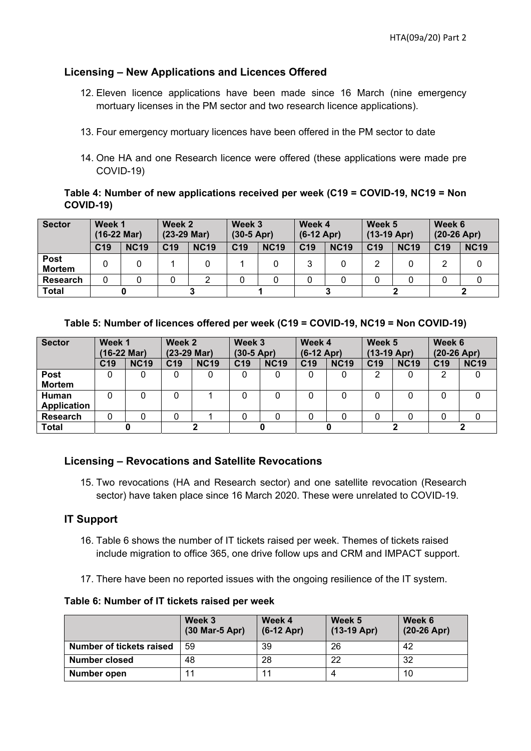## Licensing – New Applications and Licences Offered

12. Eleven licence applications have been made since 16 March (nine emergency mortuary licenses in the PM sector and two research licence applications).

13. Four emergency mortuary licences have been offered in the PM sector to date

14. One HA and one Research licence were offered (these applications were made pre COVID-19)

**Table 4: Number of new applications received per week (C19 = COVID-19, NC19 = Non COVID-19)**

| Sector | Week 1 (16-22 Mar) | | Week 2 (23-29 Mar) | | Week 3 (30-5 Apr) | | Week 4 (6-12 Apr) | | Week 5 (13-19 Apr) | | Week 6 (20-26 Apr) | |
|---|---|---|---|---|---|---|---|---|---|---|---|---|
| | C19 | NC19 | C19 | NC19 | C19 | NC19 | C19 | NC19 | C19 | NC19 | C19 | NC19 |
| Post Mortem | 0 | 0 | 1 | 0 | 1 | 0 | 3 | 0 | 2 | 0 | 2 | 0 |
| Research | 0 | 0 | 0 | 2 | 0 | 0 | 0 | 0 | 0 | 0 | 0 | 0 |
| Total | 0 | | 3 | | 1 | | 3 | | 2 | | 2 | |

**Table 5: Number of licences offered per week (C19 = COVID-19, NC19 = Non COVID-19)**

| Sector | Week 1 (16-22 Mar) | | Week 2 (23-29 Mar) | | Week 3 (30-5 Apr) | | Week 4 (6-12 Apr) | | Week 5 (13-19 Apr) | | Week 6 (20-26 Apr) | |
|---|---|---|---|---|---|---|---|---|---|---|---|---|
| | C19 | NC19 | C19 | NC19 | C19 | NC19 | C19 | NC19 | C19 | NC19 | C19 | NC19 |
| Post Mortem | 0 | 0 | 0 | 0 | 0 | 0 | 0 | 0 | 2 | 0 | 2 | 0 |
| Human Application | 0 | 0 | 0 | 1 | 0 | 0 | 0 | 0 | 0 | 0 | 0 | 0 |
| Research | 0 | 0 | 0 | 1 | 0 | 0 | 0 | 0 | 0 | 0 | 0 | 0 |
| Total | 0 | | 2 | | 0 | | 0 | | 2 | | 2 | |

## Licensing – Revocations and Satellite Revocations

15. Two revocations (HA and Research sector) and one satellite revocation (Research sector) have taken place since 16 March 2020. These were unrelated to COVID-19.

## IT Support

16. Table 6 shows the number of IT tickets raised per week. Themes of tickets raised include migration to office 365, one drive follow ups and CRM and IMPACT support.

17. There have been no reported issues with the ongoing resilience of the IT system.

**Table 6: Number of IT tickets raised per week**

| | Week 3 (30 Mar-5 Apr) | Week 4 (6-12 Apr) | Week 5 (13-19 Apr) | Week 6 (20-26 Apr) |
|---|---|---|---|---|
| Number of tickets raised | 59 | 39 | 26 | 42 |
| Number closed | 48 | 28 | 22 | 32 |
| Number open | 11 | 11 | 4 | 10 |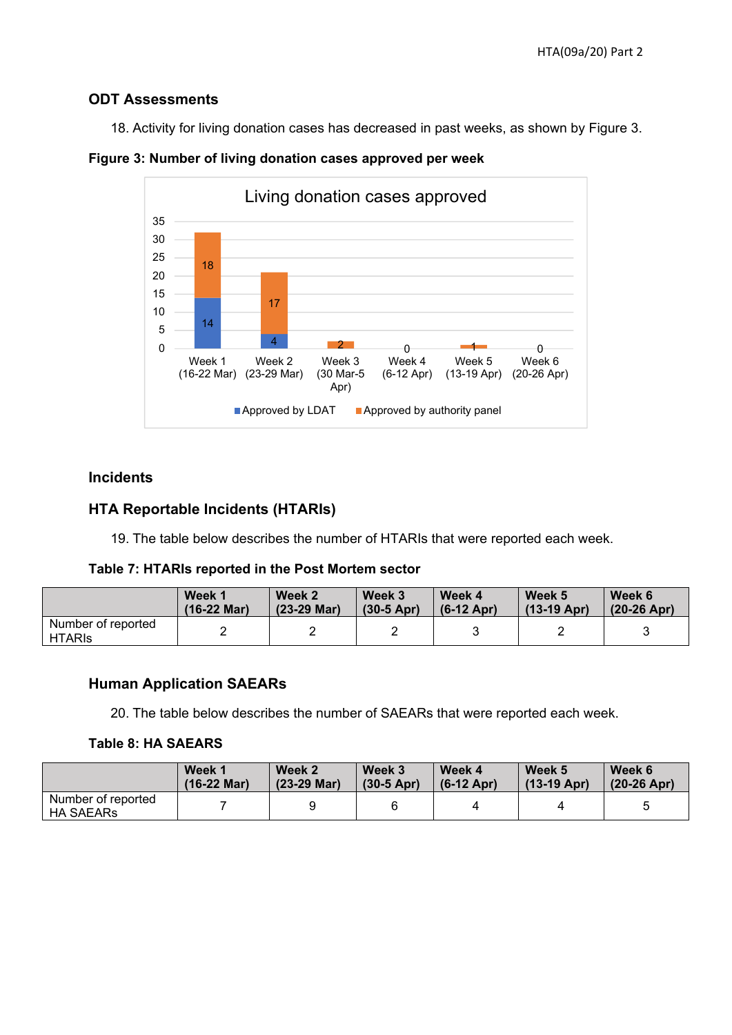### ODT Assessments

18. Activity for living donation cases has decreased in past weeks, as shown by Figure 3.

**Figure 3: Number of living donation cases approved per week**

Living donation cases approved

| | Week 1 (16-22 Mar) | Week 2 (23-29 Mar) | Week 3 (30 Mar-5 Apr) | Week 4 (6-12 Apr) | Week 5 (13-19 Apr) | Week 6 (20-26 Apr) |
|---|---|---|---|---|---|---|
| Approved by LDAT | 14 | 4 | | | | |
| Approved by authority panel | 18 | 17 | 2 | 0 | 1 | 0 |

### Incidents

### HTA Reportable Incidents (HTARIs)

19. The table below describes the number of HTARIs that were reported each week.

**Table 7: HTARIs reported in the Post Mortem sector**

| | Week 1 (16-22 Mar) | Week 2 (23-29 Mar) | Week 3 (30-5 Apr) | Week 4 (6-12 Apr) | Week 5 (13-19 Apr) | Week 6 (20-26 Apr) |
|---|---|---|---|---|---|---|
| Number of reported HTARIs | 2 | 2 | 2 | 3 | 2 | 3 |

### Human Application SAEARs

20. The table below describes the number of SAEARs that were reported each week.

**Table 8: HA SAEARS**

| | Week 1 (16-22 Mar) | Week 2 (23-29 Mar) | Week 3 (30-5 Apr) | Week 4 (6-12 Apr) | Week 5 (13-19 Apr) | Week 6 (20-26 Apr) |
|---|---|---|---|---|---|---|
| Number of reported HA SAEARs | 7 | 9 | 6 | 4 | 4 | 5 |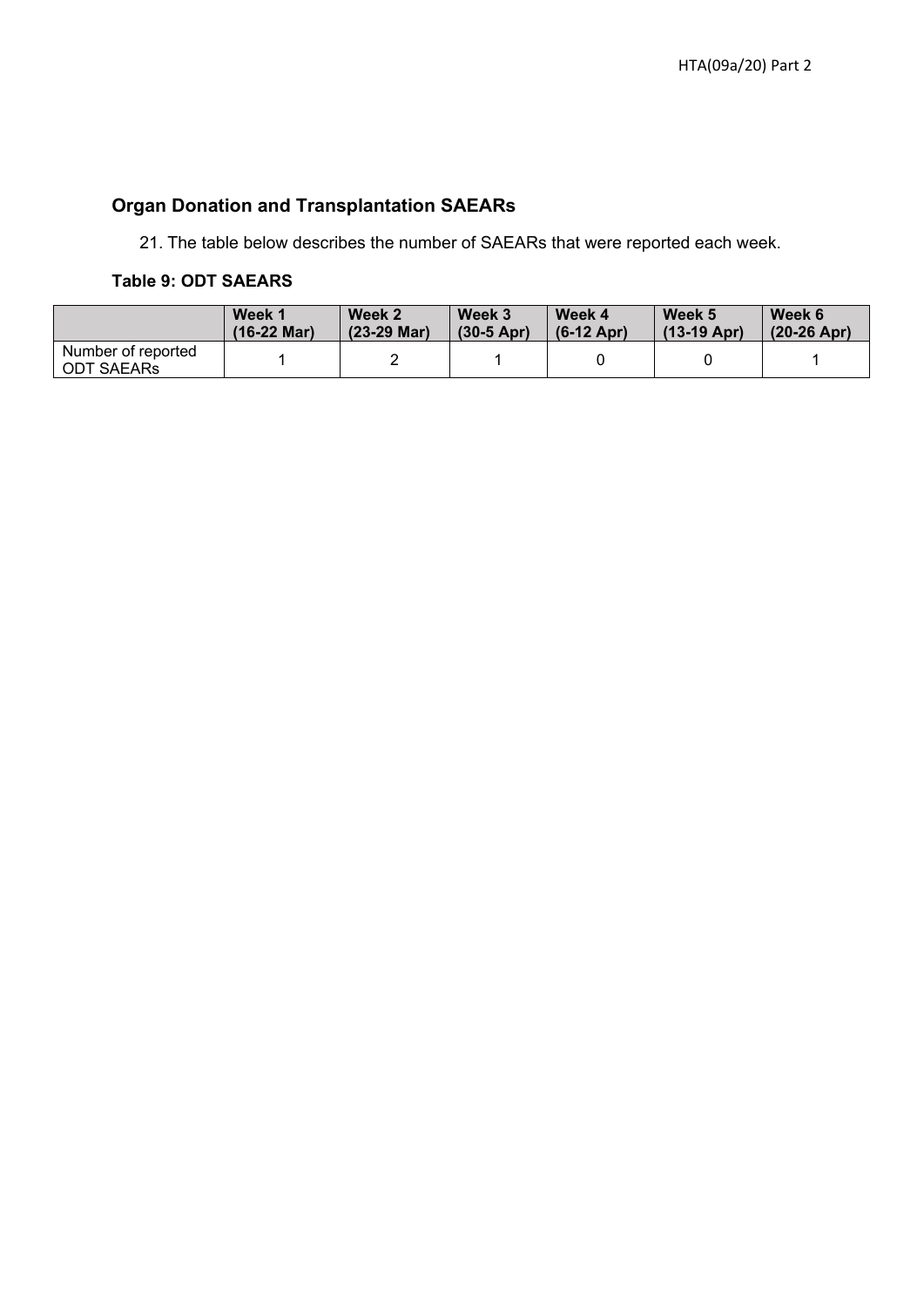## Organ Donation and Transplantation SAEARs

21. The table below describes the number of SAEARs that were reported each week.

**Table 9: ODT SAEARS**

| | Week 1 (16-22 Mar) | Week 2 (23-29 Mar) | Week 3 (30-5 Apr) | Week 4 (6-12 Apr) | Week 5 (13-19 Apr) | Week 6 (20-26 Apr) |
|---|---|---|---|---|---|---|
| Number of reported ODT SAEARs | 1 | 2 | 1 | 0 | 0 | 1 |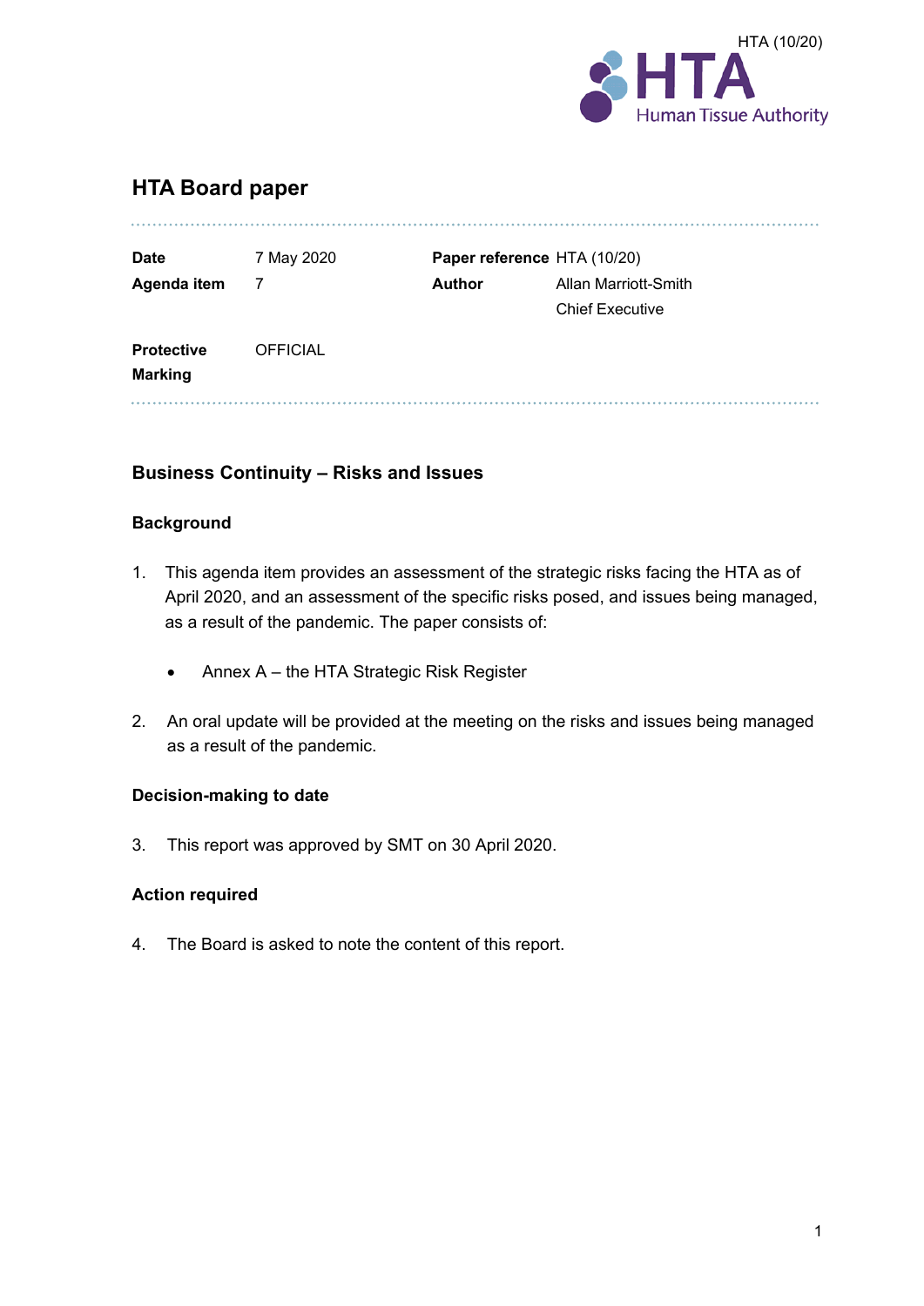HTA (10/20)

# HTA Board paper

| | | | |
|---|---|---|---|
| **Date** | 7 May 2020 | **Paper reference** | HTA (10/20) |
| **Agenda item** | 7 | **Author** | Allan Marriott-Smith<br>Chief Executive |
| **Protective Marking** | OFFICIAL | | |

## Business Continuity – Risks and Issues

### Background

1. This agenda item provides an assessment of the strategic risks facing the HTA as of April 2020, and an assessment of the specific risks posed, and issues being managed, as a result of the pandemic. The paper consists of:

   - Annex A – the HTA Strategic Risk Register

2. An oral update will be provided at the meeting on the risks and issues being managed as a result of the pandemic.

### Decision-making to date

3. This report was approved by SMT on 30 April 2020.

### Action required

4. The Board is asked to note the content of this report.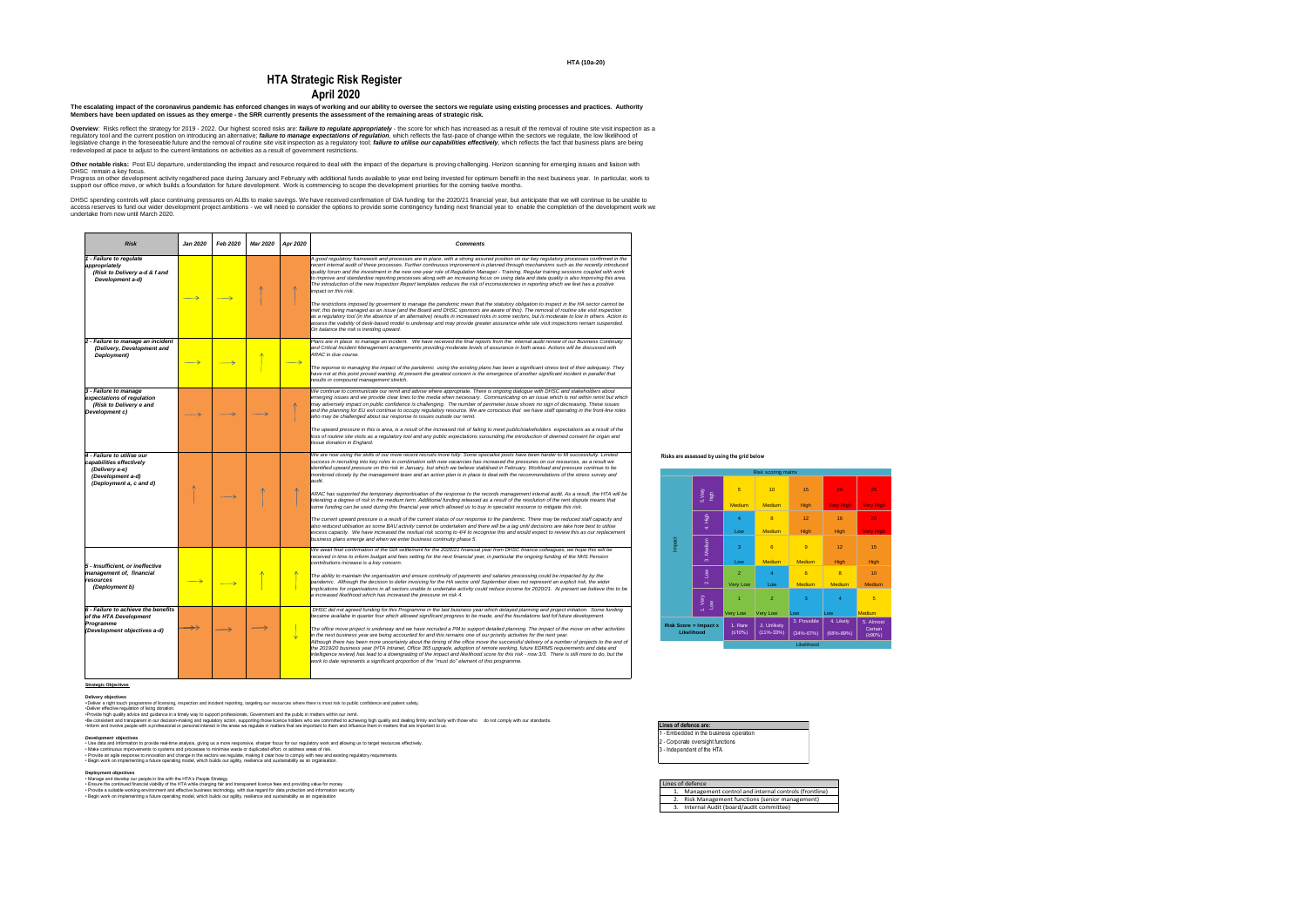HTA (10a-20)

# HTA Strategic Risk Register

## April 2020

**The escalating impact of the coronavirus pandemic has enforced changes in ways of working and our ability to oversee the sectors we regulate using existing processes and practices. Authority Members have been updated on issues as they emerge - the SRR currently presents the assessment of the remaining areas of strategic risk.**

**Overview**: Risks reflect the strategy for 2019 - 2022. Our highest scored risks are: ***failure to regulate appropriately*** - the score for which has increased as a result of the removal of routine site visit inspection as a regulatory tool and the current position on introducing an alternative; ***failure to manage expectations of regulation***, which reflects the fast-pace of change within the sectors we regulate, the low likelihood of legislative change in the foreseeable future and the removal of routine site visit inspection as a regulatory tool, ***failure to utilise our capabilities effectively***, which reflects the fact that business plans are being redeveloped at pace to adjust to the current limitations on activities as a result of government restrictions.

**Other notable risks:** Post EU departure, understanding the impact and resource required to deal with the impact of the departure is proving challenging. Horizon scanning for emerging issues and liaison with DHSC remain a key focus.

Progress on other development activity regathered pace during January and February with additional funds available to year end being invested for optimum benefit in the next business year. In particular, work to support our office move, or which builds a foundation for future development. Work is commencing to scope the development priorities for the coming twelve months.

DHSC spending controls will place continuing pressures on ALBs to make savings. We have received confirmation of GIA funding for the 2020/21 financial year, but anticipate that we will continue to be unable to access reserves to fund our wider development project ambitions - we will need to consider the options to provide some contingency funding next financial year to enable the completion of the development work we undertake from now until March 2020.

| Risk | Jan 2020 | Feb 2020 | Mar 2020 | Apr 2020 | Comments |
|---|---|---|---|---|---|
| ***1 - Failure to regulate appropriately (Risk to Delivery a-d & f and Development a-d)*** | → | → | ↑ | ↑ | *A good regulatory framework and processes are in place, with a strong assured position on our key regulatory processes confirmed in the recent internal audit of these processes. Further continuous improvement is planned through mechanisms such as the recently introduced quality forum and the investment in the new one-year role of Regulation Manager - Training. Regular training sessions coupled with work to improve and standardise reporting processes along with an increasing focus on using data and data quality is also improving this area. The introduction of the new Inspection Report templates reduces the risk of inconsistencies in reporting which we feel has a positive impact on this risk.* <br><br> *The restrictions imposed by goverment to manage the pandemic mean that the statutory obligation to inspect in the HA sector cannot be met; this being managed as an issue (and the Board and DHSC sponsors are aware of this). The removal of routine site visit inspection as a regulatory tool (in the absence of an alternative) results in increased risks in some sectors, but is moderate to low in others. Action to assess the viability of desk-based model is underway and may provide greater assurance while site visit inspections remain suspended. On balance the risk is trending upward.* |
| ***2 - Failure to manage an incident (Delivery, Development and Deployment)*** | → | → | ↑ | → | *Plans are in place to manage an incident. We have received the final reports from the internal audit review of our Business Continuity and Critical Incident Management arrangements providing moderate levels of assurance in both areas. Actions will be discussed with ARAC in due course.* <br><br> *The response to managing the impact of the pandemic using the existing plans has been a significant stress test of their adequacy. They have not at this point proved wanting. At present the greatest concern is the emergence of another significant incident in parallel that results in compound management stretch.* |
| ***3 - Failure to manage expectations of regulation (Risk to Delivery e and Development c)*** | → | → | → | ↑ | *We continue to communicate our remit and advise where appropriate. There is ongoing dialogue with DHSC and stakeholders about emerging issues and we provide clear lines to the media when necessary. Communicating on an issue which is not within remit but which may adversely impact on public confidence is challenging. The number of perimeter issue shows no sign of decreasing. These issues and the planning for EU exit continue to occupy regulatory resource. We are conscious that we have staff operating in the front-line roles who may be challenged about our response to issues outside our remit.* <br><br> *The upward pressure in this is area, is a result of the increased risk of failing to meet public/stakeholders expectations as a result of the loss of routine site visits as a regulatory tool and any public expectations surrounding the introduction of deemed consent for organ and tissue donation in England.* |
| ***4 - Failure to utilise our capabilities effectively (Delivery a-e) (Development a-d) (Deployment a, c and d)*** | ↑ | → | ↑ | ↑ | *We are now using the skills of our more recent recruits more fully. Some specialist posts have been harder to fill successfully. Limited success in recruiting into key roles in combination with new vacancies has increased the pressures on our resources, as a result we identified upward pressure on this risk in January, but which we believe stabilised in February. Workload and pressure continue to be monitored closely by the management team and an action plan is in place to deal with the recommendations of the stress survey and audit.* <br><br> *ARAC has supported the temporary deprioritisation of the response to the records management internal audit. As a result, the HTA will be tolerating a degree of risk in the medium term. Additional funding released as a result of the resolution of the rent dispute means that some funding can be used during this financial year which allowed us to buy in specialist resource to mitigate this risk.* <br><br> *The current upward pressure is a result of the current status of our response to the pandemic. There may be reduced staff capacity and also reduced utilisation as some BAU activity cannot be undertaken and there will be a lag until decisions are take how best to utilise excess capacity. We have increased the residual risk scoring to 4/4 to recognise this and would expect to review this as our replacement business plans emerge and when we enter business continuity phase 5.* |
| ***5 - Insufficient, or ineffective management of, financial resources (Deployment b)*** | → | → | ↑ | ↑ | *We await final confirmation of the GIA settlement for the 2020/21 financial year from DHSC finance colleagues, we hope this will be received in time to inform budget and fees setting for the next financial year, in particular the ongoing funding of the NHS Pension contributions increase is a key concern.* <br><br> *The ability to maintain the organisation and ensure continuity of payments and salaries processing could be impacted by by the pandemic. Although the decision to defer invoicing for the HA sector until September does not represent an explicit risk, the wider implications for organisations in all sectors unable to undertake activity could reduce income for 2020/21. At present we believe this to be a increased likelihood which has increased the pressure on risk 4.* |
| ***6 - Failure to achieve the benefits of the HTA Development Programme (Development objectives a-d)*** | → | → | → | ↓ | *DHSC did not agreed funding for this Programme in the last business year which delayed planning and project initiation. Some funding became availabe in quarter four which allowed significant progress to be made, and the foundations laid for future development.* <br><br> *The office move project is underway and we have recruited a PM to support detailed planning. The impact of the move on other activities in the next business year are being accounted for and this remains one of our priority activities for the next year.* <br> *Although there has been more uncertainty about the timing of the office move the successful delivery of a number of projects to the end of the 2019/20 business year (HTA Intranet, Office 365 upgrade, adoption of remote working, future EDRMS requirements and data and intelligence review) has lead to a downgrading of the impact and likelihood score for this risk - now 3/3. There is still more to do, but the work to date represents a significant proportion of the "must do" element of this programme.* |

**Risks are assessed by using the grid below**

| Risk scoring matrix | | | | | | |
|---|---|---|---|---|---|---|
| **Impact** 5. Very High | 5 Medium | 10 Medium | 15 High | 20 Very High | 25 Very High |
| 4. High | 4 Low | 8 Medium | 12 High | 16 High | 20 Very High |
| 3. Medium | 3 Low | 6 Medium | 9 Medium | 12 High | 15 High |
| 2. Low | 2 Very Low | 4 Low | 6 Medium | 8 Medium | 10 Medium |
| 1. Very Low | 1 Very Low | 2 Very Low | 3 Low | 4 Low | 5 Medium |
| **Risk Score = Impact x Likelihood** | 1. Rare (≤10%) | 2. Unlikely (11%-33%) | 3. Possible (34%-67%) | 4. Likely (68%-89%) | 5. Almost Certain (≥90%) |
| | | | Likelihood | | |

**Strategic Objectives**

**Delivery objectives**

- Deliver a right touch programme of licensing, inspection and incident reporting, targeting our resources where there is most risk to public confidence and patient safety.
- Deliver effective regulation of living donation.
- Provide high quality advice and guidance in a timely way to support professionals, Government and the public in matters within our remit.
- Be consistent and transparent in our decision-making and regulatory action, supporting those licence holders who are committed to achieving high quality and dealing firmly and fairly with those who do not comply with our standards.
- Inform and involve people with a professional or personal interest in the areas we regulate in matters that are important to them and influence them in matters that are important to us.

**Development objectives**

- Use data and information to provide real-time analysis, giving us a more responsive, sharper focus for our regulatory work and allowing us to target resources effectively.
- Make continuous improvements to systems and processes to minimise waste or duplicated effort, or address areas of risk.
- Provide an agile response to innovation and change in the sectors we regulate, making it clear how to comply with new and existing regulatory requirements.
- Begin work on implementing a future operating model, which builds our agility, resilience and sustainability as an organisation.

**Deployment objectives**

- Manage and develop our people in line with the HTA's People Strategy
- Ensure the continued financial viability of the HTA while charging fair and transparent licence fees and providing value for money
- Provide a suitable working environment and effective business technology, with due regard for data protection and information security
- Begin work on implementing a future operating model, which builds our agility, resilience and sustainability as an organisation

| Lines of defence are: |
|---|
| 1 - Embedded in the business operation |
| 2 - Corporate oversight functions |
| 3 - Independent of the HTA |

| Lines of defence |
|---|
| 1. Management control and internal controls (frontline) |
| 2. Risk Management functions (senior management) |
| 3. Internal Audit (board/audit committee) |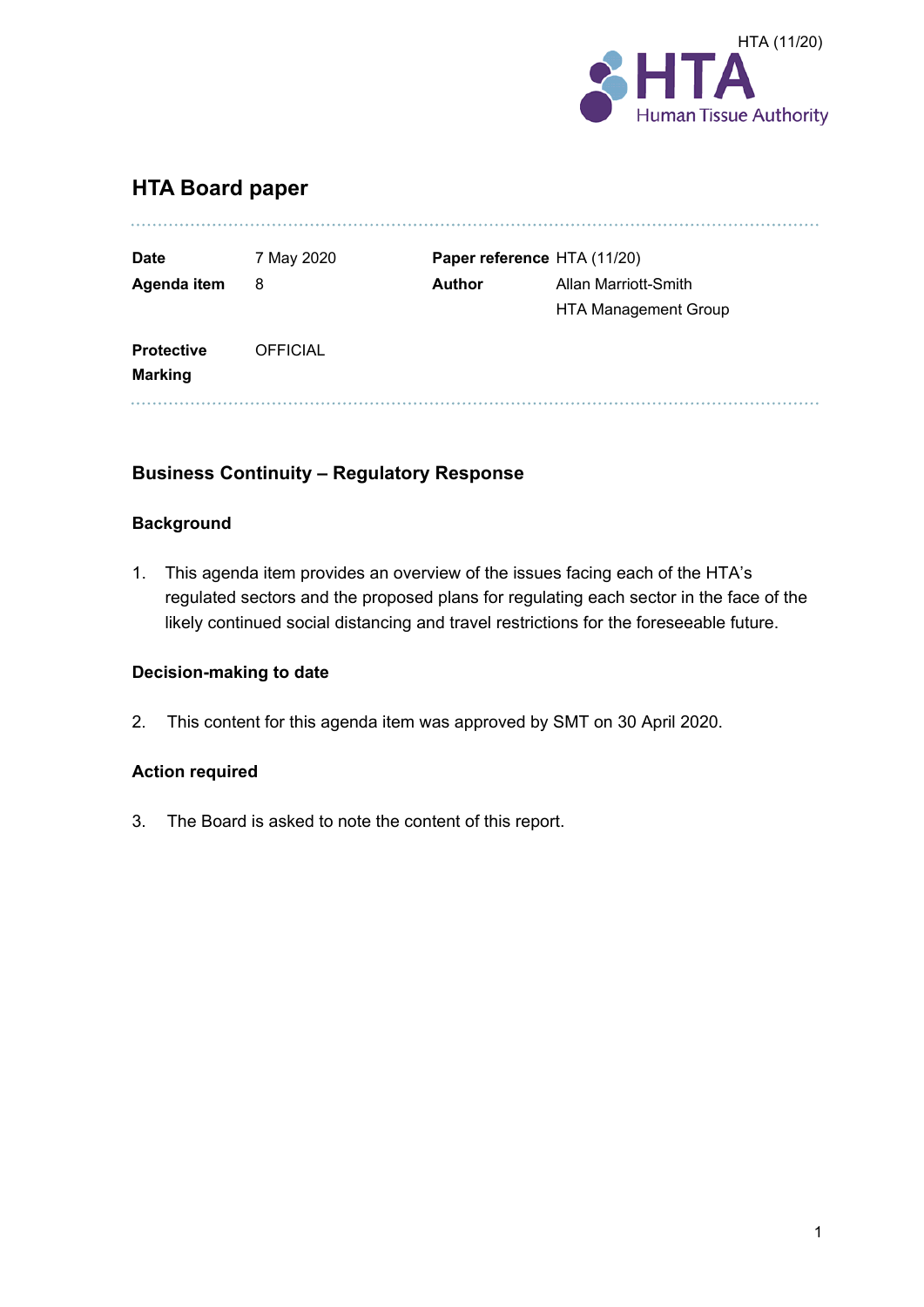HTA (11/20)

# HTA Board paper

| | | | |
|---|---|---|---|
| **Date** | 7 May 2020 | **Paper reference** | HTA (11/20) |
| **Agenda item** | 8 | **Author** | Allan Marriott-Smith<br>HTA Management Group |
| **Protective Marking** | OFFICIAL | | |

## Business Continuity – Regulatory Response

### Background

1. This agenda item provides an overview of the issues facing each of the HTA's regulated sectors and the proposed plans for regulating each sector in the face of the likely continued social distancing and travel restrictions for the foreseeable future.

### Decision-making to date

2. This content for this agenda item was approved by SMT on 30 April 2020.

### Action required

3. The Board is asked to note the content of this report.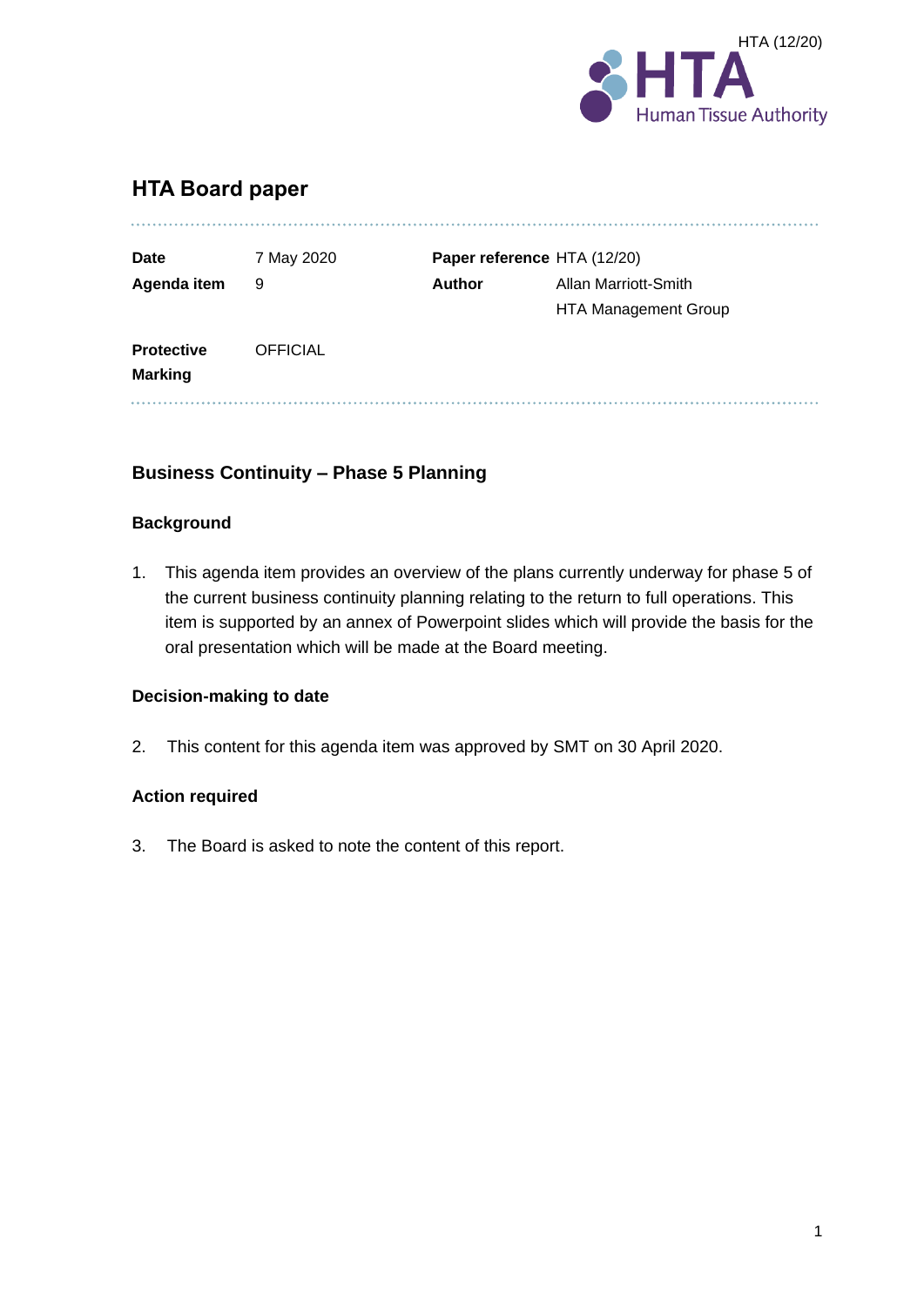HTA (12/20)

# HTA Board paper

| | | | |
|---|---|---|---|
| **Date** | 7 May 2020 | **Paper reference** | HTA (12/20) |
| **Agenda item** | 9 | **Author** | Allan Marriott-Smith<br>HTA Management Group |
| **Protective Marking** | OFFICIAL | | |

## Business Continuity – Phase 5 Planning

### Background

1. This agenda item provides an overview of the plans currently underway for phase 5 of the current business continuity planning relating to the return to full operations. This item is supported by an annex of Powerpoint slides which will provide the basis for the oral presentation which will be made at the Board meeting.

### Decision-making to date

2. This content for this agenda item was approved by SMT on 30 April 2020.

### Action required

3. The Board is asked to note the content of this report.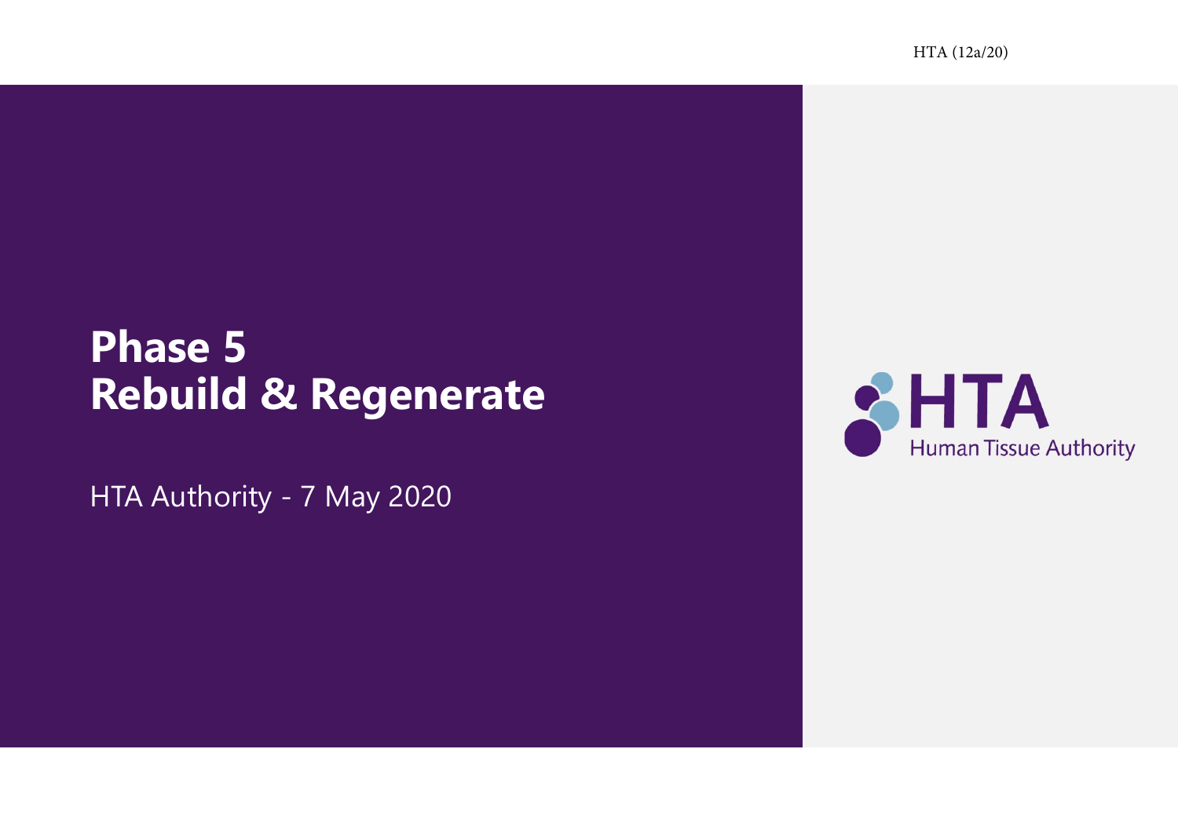HTA (12a/20)

# Phase 5
# Rebuild & Regenerate

HTA Authority - 7 May 2020

HTA

Human Tissue Authority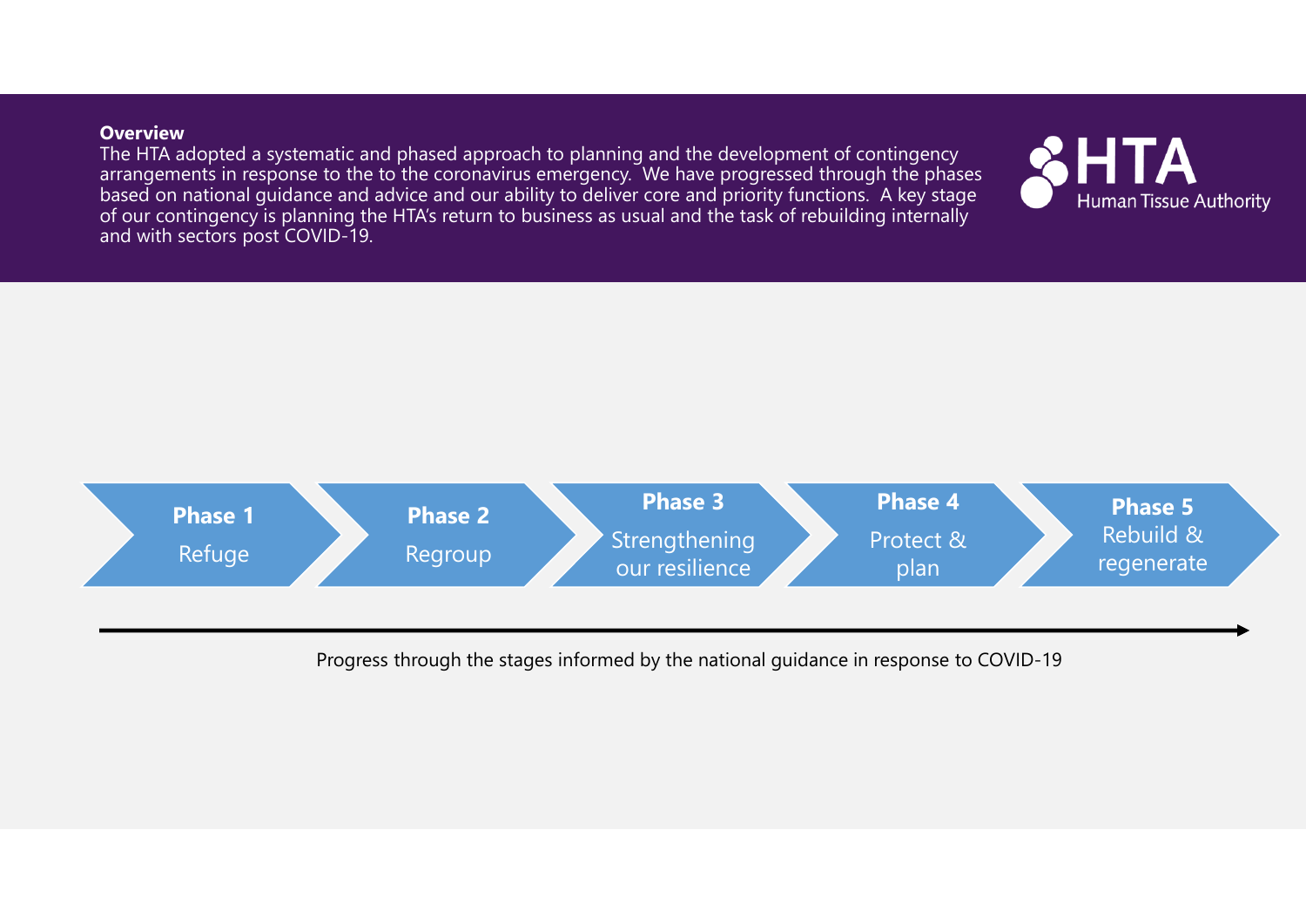**Overview**

The HTA adopted a systematic and phased approach to planning and the development of contingency arrangements in response to the to the coronavirus emergency. We have progressed through the phases based on national guidance and advice and our ability to deliver core and priority functions. A key stage of our contingency is planning the HTA's return to business as usual and the task of rebuilding internally and with sectors post COVID-19.

HTA Human Tissue Authority

**Phase 1** Refuge → **Phase 2** Regroup → **Phase 3** Strengthening our resilience → **Phase 4** Protect & plan → **Phase 5** Rebuild & regenerate

Progress through the stages informed by the national guidance in response to COVID-19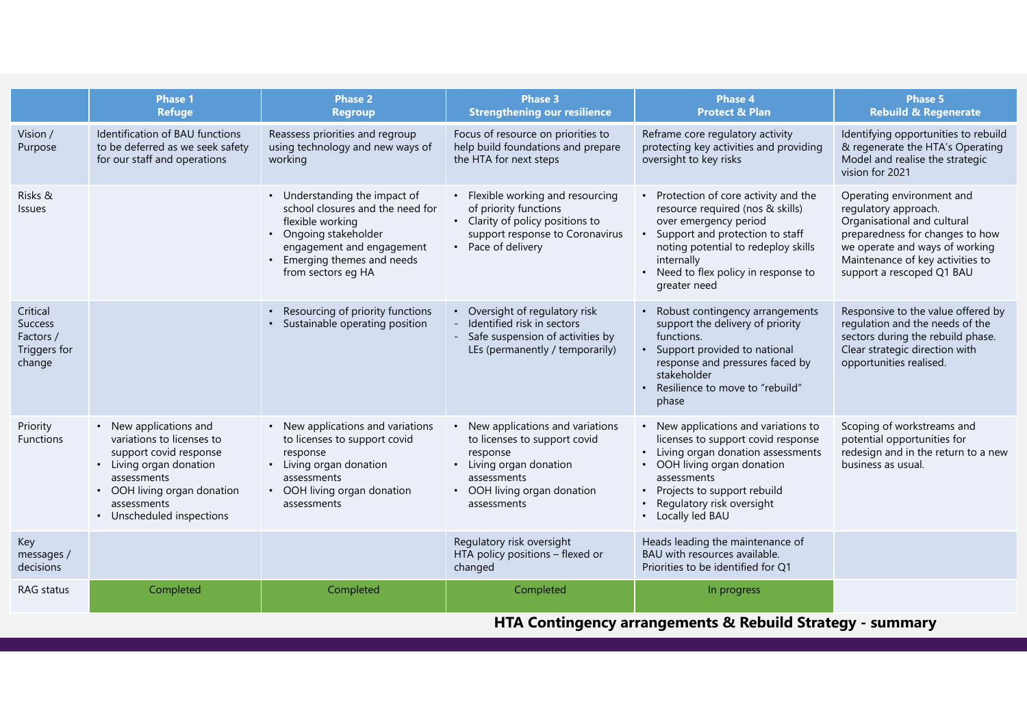| | Phase 1<br>Refuge | Phase 2<br>Regroup | Phase 3<br>Strengthening our resilience | Phase 4<br>Protect & Plan | Phase 5<br>Rebuild & Regenerate |
|---|---|---|---|---|---|
| Vision / Purpose | Identification of BAU functions to be deferred as we seek safety for our staff and operations | Reassess priorities and regroup using technology and new ways of working | Focus of resource on priorities to help build foundations and prepare the HTA for next steps | Reframe core regulatory activity protecting key activities and providing oversight to key risks | Identifying opportunities to rebuild & regenerate the HTA's Operating Model and realise the strategic vision for 2021 |
| Risks & Issues | | • Understanding the impact of school closures and the need for flexible working<br>• Ongoing stakeholder engagement and engagement<br>• Emerging themes and needs from sectors eg HA | • Flexible working and resourcing of priority functions<br>• Clarity of policy positions to support response to Coronavirus<br>• Pace of delivery | • Protection of core activity and the resource required (nos & skills) over emergency period<br>• Support and protection to staff noting potential to redeploy skills internally<br>• Need to flex policy in response to greater need | Operating environment and regulatory approach.<br>Organisational and cultural preparedness for changes to how we operate and ways of working<br>Maintenance of key activities to support a rescoped Q1 BAU |
| Critical Success Factors / Triggers for change | | • Resourcing of priority functions<br>• Sustainable operating position | • Oversight of regulatory risk<br>- Identified risk in sectors<br>- Safe suspension of activities by LEs (permanently / temporarily) | • Robust contingency arrangements support the delivery of priority functions.<br>• Support provided to national response and pressures faced by stakeholder<br>• Resilience to move to "rebuild" phase | Responsive to the value offered by regulation and the needs of the sectors during the rebuild phase. Clear strategic direction with opportunities realised. |
| Priority Functions | • New applications and variations to licenses to support covid response<br>• Living organ donation assessments<br>• OOH living organ donation assessments<br>• Unscheduled inspections | • New applications and variations to licenses to support covid response<br>• Living organ donation assessments<br>• OOH living organ donation assessments | • New applications and variations to licenses to support covid response<br>• Living organ donation assessments<br>• OOH living organ donation assessments | • New applications and variations to licenses to support covid response<br>• Living organ donation assessments<br>• OOH living organ donation assessments<br>• Projects to support rebuild<br>• Regulatory risk oversight<br>• Locally led BAU | Scoping of workstreams and potential opportunities for redesign and in the return to a new business as usual. |
| Key messages / decisions | | | Regulatory risk oversight<br>HTA policy positions – flexed or changed | Heads leading the maintenance of BAU with resources available.<br>Priorities to be identified for Q1 | |
| RAG status | Completed | Completed | Completed | In progress | |

**HTA Contingency arrangements & Rebuild Strategy - summary**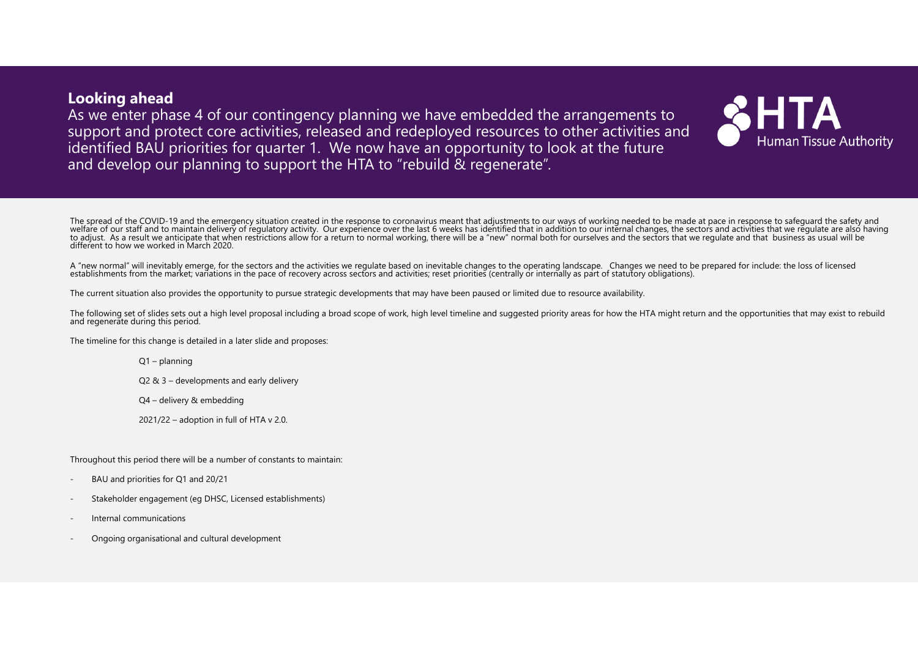## Looking ahead

As we enter phase 4 of our contingency planning we have embedded the arrangements to support and protect core activities, released and redeployed resources to other activities and identified BAU priorities for quarter 1. We now have an opportunity to look at the future and develop our planning to support the HTA to "rebuild & regenerate".

HTA Human Tissue Authority

The spread of the COVID-19 and the emergency situation created in the response to coronavirus meant that adjustments to our ways of working needed to be made at pace in response to safeguard the safety and welfare of our staff and to maintain delivery of regulatory activity. Our experience over the last 6 weeks has identified that in addition to our internal changes, the sectors and activities that we regulate are also having to adjust. As a result we anticipate that when restrictions allow for a return to normal working, there will be a "new" normal both for ourselves and the sectors that we regulate and that business as usual will be different to how we worked in March 2020.

A "new normal" will inevitably emerge, for the sectors and the activities we regulate based on inevitable changes to the operating landscape. Changes we need to be prepared for include: the loss of licensed establishments from the market; variations in the pace of recovery across sectors and activities; reset priorities (centrally or internally as part of statutory obligations).

The current situation also provides the opportunity to pursue strategic developments that may have been paused or limited due to resource availability.

The following set of slides sets out a high level proposal including a broad scope of work, high level timeline and suggested priority areas for how the HTA might return and the opportunities that may exist to rebuild and regenerate during this period.

The timeline for this change is detailed in a later slide and proposes:

Q1 – planning

Q2 & 3 – developments and early delivery

Q4 – delivery & embedding

2021/22 – adoption in full of HTA v 2.0.

Throughout this period there will be a number of constants to maintain:

- BAU and priorities for Q1 and 20/21
- Stakeholder engagement (eg DHSC, Licensed establishments)
- Internal communications
- Ongoing organisational and cultural development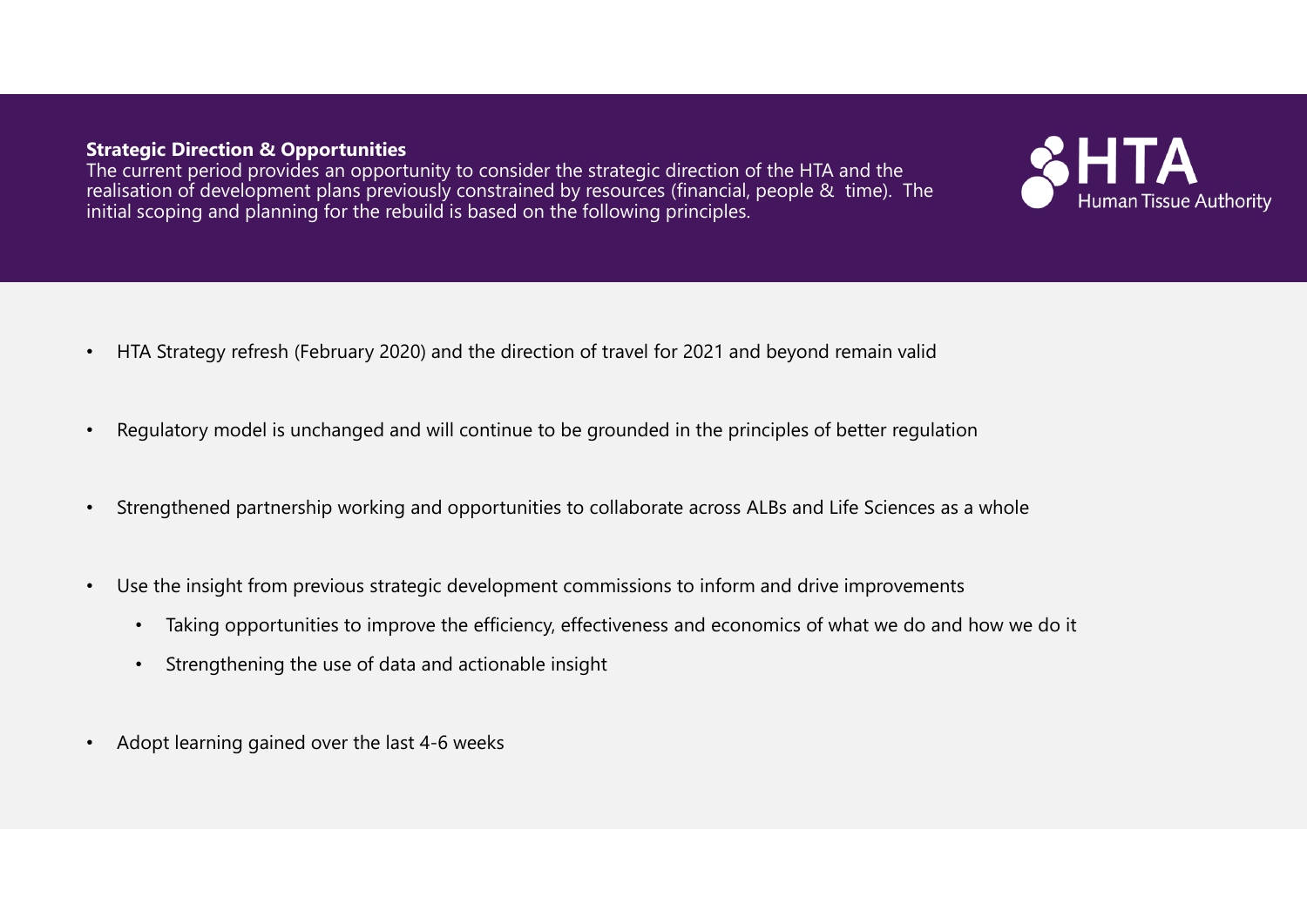**Strategic Direction & Opportunities**

The current period provides an opportunity to consider the strategic direction of the HTA and the realisation of development plans previously constrained by resources (financial, people & time). The initial scoping and planning for the rebuild is based on the following principles.

HTA Human Tissue Authority

- HTA Strategy refresh (February 2020) and the direction of travel for 2021 and beyond remain valid
- Regulatory model is unchanged and will continue to be grounded in the principles of better regulation
- Strengthened partnership working and opportunities to collaborate across ALBs and Life Sciences as a whole
- Use the insight from previous strategic development commissions to inform and drive improvements
  - Taking opportunities to improve the efficiency, effectiveness and economics of what we do and how we do it
  - Strengthening the use of data and actionable insight
- Adopt learning gained over the last 4-6 weeks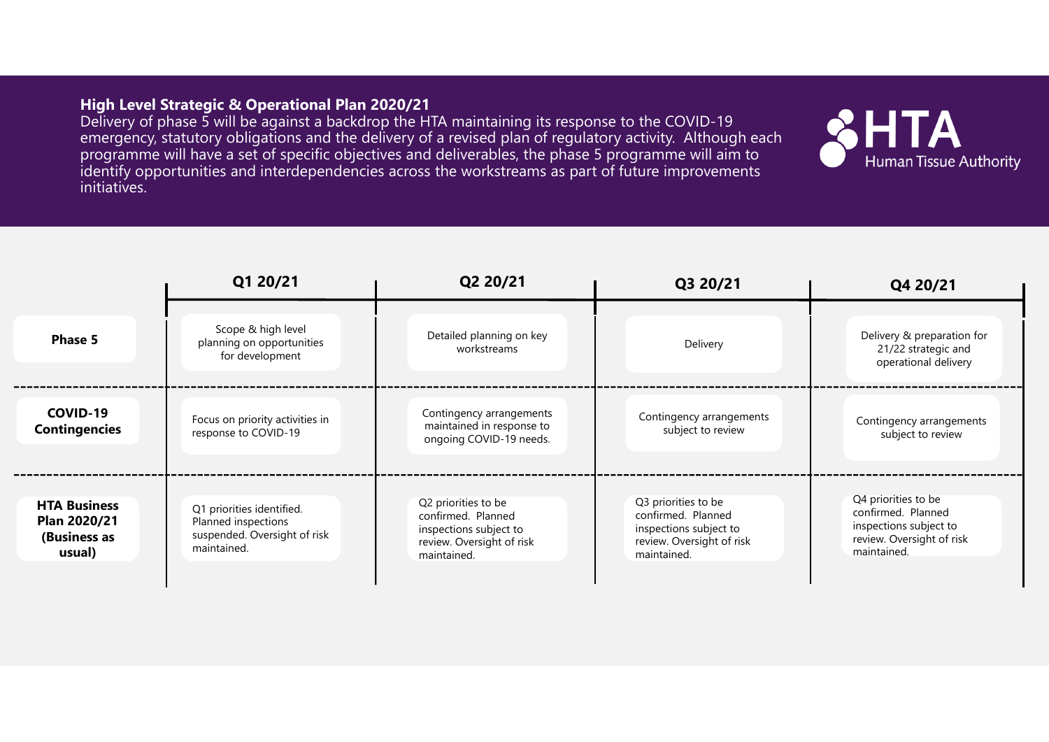## High Level Strategic & Operational Plan 2020/21

Delivery of phase 5 will be against a backdrop the HTA maintaining its response to the COVID-19 emergency, statutory obligations and the delivery of a revised plan of regulatory activity. Although each programme will have a set of specific objectives and deliverables, the phase 5 programme will aim to identify opportunities and interdependencies across the workstreams as part of future improvements initiatives.

HTA Human Tissue Authority

| | Q1 20/21 | Q2 20/21 | Q3 20/21 | Q4 20/21 |
|---|---|---|---|---|
| **Phase 5** | Scope & high level planning on opportunities for development | Detailed planning on key workstreams | Delivery | Delivery & preparation for 21/22 strategic and operational delivery |
| **COVID-19 Contingencies** | Focus on priority activities in response to COVID-19 | Contingency arrangements maintained in response to ongoing COVID-19 needs. | Contingency arrangements subject to review | Contingency arrangements subject to review |
| **HTA Business Plan 2020/21 (Business as usual)** | Q1 priorities identified. Planned inspections suspended. Oversight of risk maintained. | Q2 priorities to be confirmed. Planned inspections subject to review. Oversight of risk maintained. | Q3 priorities to be confirmed. Planned inspections subject to review. Oversight of risk maintained. | Q4 priorities to be confirmed. Planned inspections subject to review. Oversight of risk maintained. |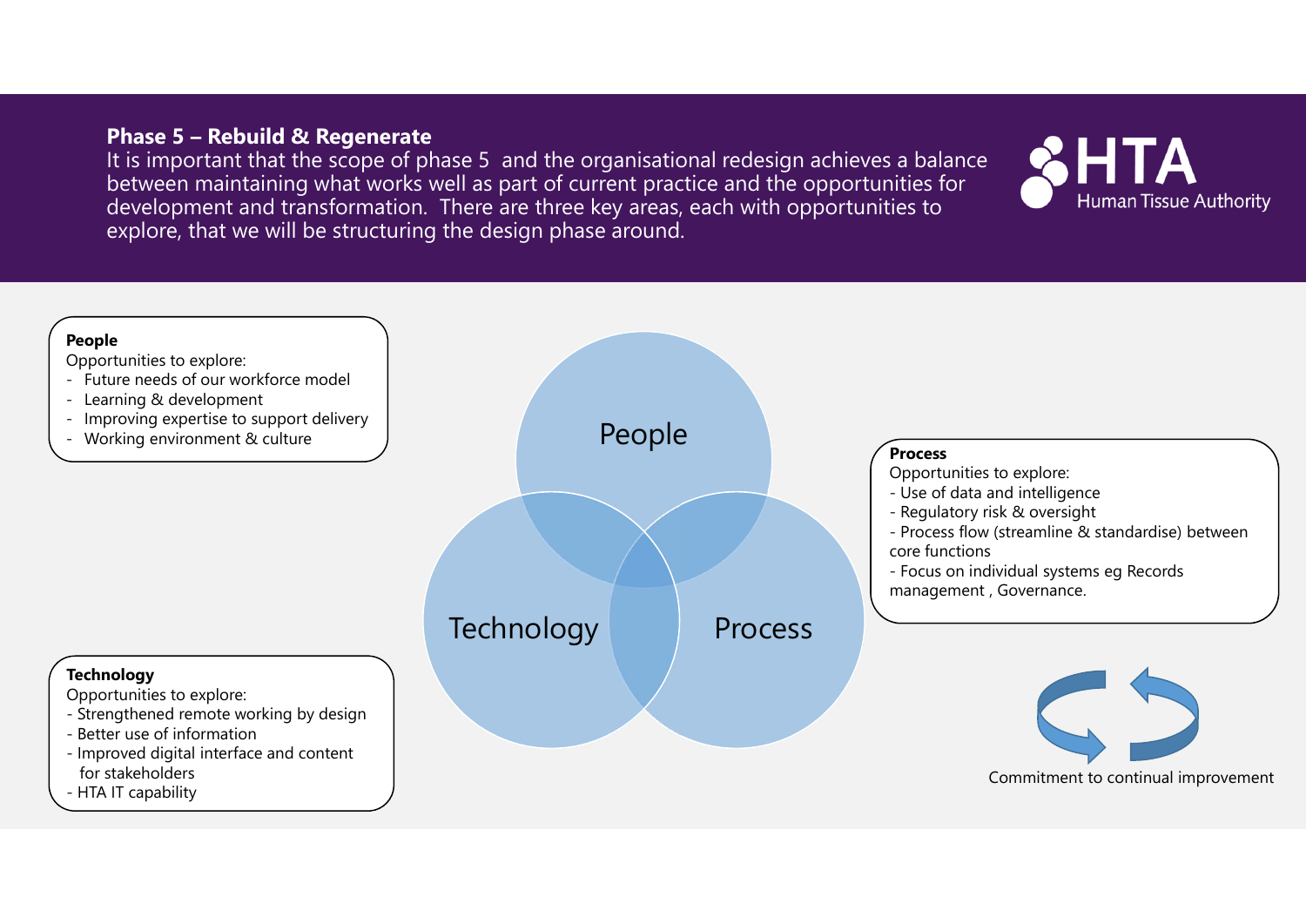## Phase 5 – Rebuild & Regenerate

It is important that the scope of phase 5 and the organisational redesign achieves a balance between maintaining what works well as part of current practice and the opportunities for development and transformation. There are three key areas, each with opportunities to explore, that we will be structuring the design phase around.

HTA Human Tissue Authority

**People**

Opportunities to explore:

- Future needs of our workforce model
- Learning & development
- Improving expertise to support delivery
- Working environment & culture

People

Technology

Process

**Process**

Opportunities to explore:

- Use of data and intelligence
- Regulatory risk & oversight
- Process flow (streamline & standardise) between core functions
- Focus on individual systems eg Records management , Governance.

**Technology**

Opportunities to explore:

- Strengthened remote working by design
- Better use of information
- Improved digital interface and content for stakeholders
- HTA IT capability

Commitment to continual improvement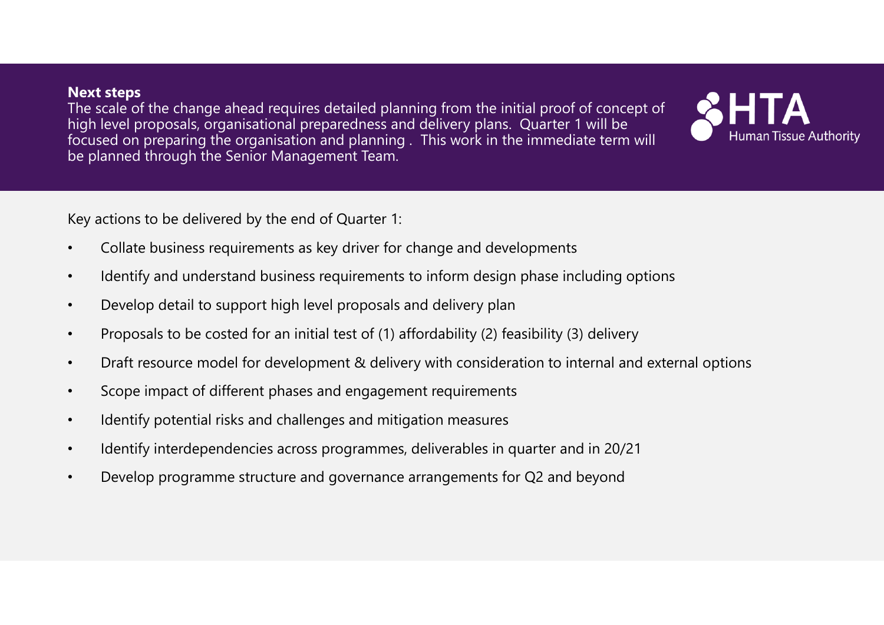**Next steps**

The scale of the change ahead requires detailed planning from the initial proof of concept of high level proposals, organisational preparedness and delivery plans. Quarter 1 will be focused on preparing the organisation and planning . This work in the immediate term will be planned through the Senior Management Team.

HTA Human Tissue Authority

Key actions to be delivered by the end of Quarter 1:

- Collate business requirements as key driver for change and developments
- Identify and understand business requirements to inform design phase including options
- Develop detail to support high level proposals and delivery plan
- Proposals to be costed for an initial test of (1) affordability (2) feasibility (3) delivery
- Draft resource model for development & delivery with consideration to internal and external options
- Scope impact of different phases and engagement requirements
- Identify potential risks and challenges and mitigation measures
- Identify interdependencies across programmes, deliverables in quarter and in 20/21
- Develop programme structure and governance arrangements for Q2 and beyond